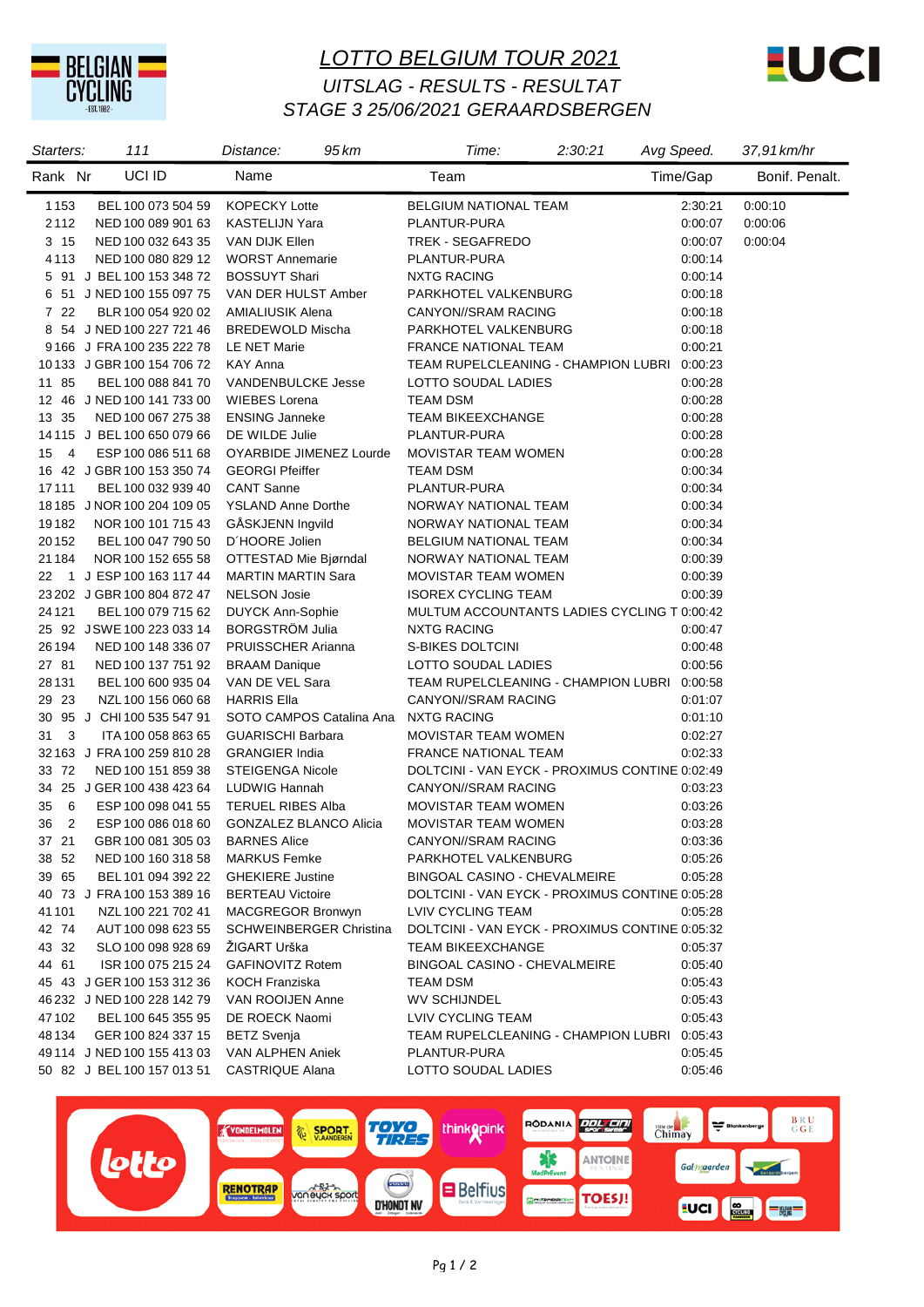# LOTTO BELGIUM TOUR 2021

## UITSLAG - RESULTS - RESULTAT

## STAGE 3 25/06/2021 GERAARDSBERGEN

| Starters: | 111 | Distance: | 95 km | Time: | 2:30:21 | Avg Speed. | 37,91 km/hr |
|---|---|---|---|---|---|---|---|

| Rank | Nr | | UCI ID | Name | Team | Time/Gap | Bonif. Penalt. |
|---|---|---|---|---|---|---|---|
| 1 | 153 | | BEL 100 073 504 59 | KOPECKY Lotte | BELGIUM NATIONAL TEAM | 2:30:21 | 0:00:10 |
| 2 | 112 | | NED 100 089 901 63 | KASTELIJN Yara | PLANTUR-PURA | 0:00:07 | 0:00:06 |
| 3 | 15 | | NED 100 032 643 35 | VAN DIJK Ellen | TREK - SEGAFREDO | 0:00:07 | 0:00:04 |
| 4 | 113 | | NED 100 080 829 12 | WORST Annemarie | PLANTUR-PURA | 0:00:14 | |
| 5 | 91 | J | BEL 100 153 348 72 | BOSSUYT Shari | NXTG RACING | 0:00:14 | |
| 6 | 51 | J | NED 100 155 097 75 | VAN DER HULST Amber | PARKHOTEL VALKENBURG | 0:00:18 | |
| 7 | 22 | | BLR 100 054 920 02 | AMIALIUSIK Alena | CANYON//SRAM RACING | 0:00:18 | |
| 8 | 54 | J | NED 100 227 721 46 | BREDEWOLD Mischa | PARKHOTEL VALKENBURG | 0:00:18 | |
| 9 | 166 | J | FRA 100 235 222 78 | LE NET Marie | FRANCE NATIONAL TEAM | 0:00:21 | |
| 10 | 133 | J | GBR 100 154 706 72 | KAY Anna | TEAM RUPELCLEANING - CHAMPION LUBRI | 0:00:23 | |
| 11 | 85 | | BEL 100 088 841 70 | VANDENBULCKE Jesse | LOTTO SOUDAL LADIES | 0:00:28 | |
| 12 | 46 | J | NED 100 141 733 00 | WIEBES Lorena | TEAM DSM | 0:00:28 | |
| 13 | 35 | | NED 100 067 275 38 | ENSING Janneke | TEAM BIKEEXCHANGE | 0:00:28 | |
| 14 | 115 | J | BEL 100 650 079 66 | DE WILDE Julie | PLANTUR-PURA | 0:00:28 | |
| 15 | 4 | | ESP 100 086 511 68 | OYARBIDE JIMENEZ Lourde | MOVISTAR TEAM WOMEN | 0:00:28 | |
| 16 | 42 | J | GBR 100 153 350 74 | GEORGI Pfeiffer | TEAM DSM | 0:00:34 | |
| 17 | 111 | | BEL 100 032 939 40 | CANT Sanne | PLANTUR-PURA | 0:00:34 | |
| 18 | 185 | J | NOR 100 204 109 05 | YSLAND Anne Dorthe | NORWAY NATIONAL TEAM | 0:00:34 | |
| 19 | 182 | | NOR 100 101 715 43 | GÅSKJENN Ingvild | NORWAY NATIONAL TEAM | 0:00:34 | |
| 20 | 152 | | BEL 100 047 790 50 | D´HOORE Jolien | BELGIUM NATIONAL TEAM | 0:00:34 | |
| 21 | 184 | | NOR 100 152 655 58 | OTTESTAD Mie Bjørndal | NORWAY NATIONAL TEAM | 0:00:39 | |
| 22 | 1 | J | ESP 100 163 117 44 | MARTIN MARTIN Sara | MOVISTAR TEAM WOMEN | 0:00:39 | |
| 23 | 202 | J | GBR 100 804 872 47 | NELSON Josie | ISOREX CYCLING TEAM | 0:00:39 | |
| 24 | 121 | | BEL 100 079 715 62 | DUYCK Ann-Sophie | MULTUM ACCOUNTANTS LADIES CYCLING T | 0:00:42 | |
| 25 | 92 | J | SWE 100 223 033 14 | BORGSTRÖM Julia | NXTG RACING | 0:00:47 | |
| 26 | 194 | | NED 100 148 336 07 | PRUISSCHER Arianna | S-BIKES DOLTCINI | 0:00:48 | |
| 27 | 81 | | NED 100 137 751 92 | BRAAM Danique | LOTTO SOUDAL LADIES | 0:00:56 | |
| 28 | 131 | | BEL 100 600 935 04 | VAN DE VEL Sara | TEAM RUPELCLEANING - CHAMPION LUBRI | 0:00:58 | |
| 29 | 23 | | NZL 100 156 060 68 | HARRIS Ella | CANYON//SRAM RACING | 0:01:07 | |
| 30 | 95 | J | CHI 100 535 547 91 | SOTO CAMPOS Catalina Ana | NXTG RACING | 0:01:10 | |
| 31 | 3 | | ITA 100 058 863 65 | GUARISCHI Barbara | MOVISTAR TEAM WOMEN | 0:02:27 | |
| 32 | 163 | J | FRA 100 259 810 28 | GRANGIER India | FRANCE NATIONAL TEAM | 0:02:33 | |
| 33 | 72 | | NED 100 151 859 38 | STEIGENGA Nicole | DOLTCINI - VAN EYCK - PROXIMUS CONTINE | 0:02:49 | |
| 34 | 25 | J | GER 100 438 423 64 | LUDWIG Hannah | CANYON//SRAM RACING | 0:03:23 | |
| 35 | 6 | | ESP 100 098 041 55 | TERUEL RIBES Alba | MOVISTAR TEAM WOMEN | 0:03:26 | |
| 36 | 2 | | ESP 100 086 018 60 | GONZALEZ BLANCO Alicia | MOVISTAR TEAM WOMEN | 0:03:28 | |
| 37 | 21 | | GBR 100 081 305 03 | BARNES Alice | CANYON//SRAM RACING | 0:03:36 | |
| 38 | 52 | | NED 100 160 318 58 | MARKUS Femke | PARKHOTEL VALKENBURG | 0:05:26 | |
| 39 | 65 | | BEL 101 094 392 22 | GHEKIERE Justine | BINGOAL CASINO - CHEVALMEIRE | 0:05:28 | |
| 40 | 73 | J | FRA 100 153 389 16 | BERTEAU Victoire | DOLTCINI - VAN EYCK - PROXIMUS CONTINE | 0:05:28 | |
| 41 | 101 | | NZL 100 221 702 41 | MACGREGOR Bronwyn | LVIV CYCLING TEAM | 0:05:28 | |
| 42 | 74 | | AUT 100 098 623 55 | SCHWEINBERGER Christina | DOLTCINI - VAN EYCK - PROXIMUS CONTINE | 0:05:32 | |
| 43 | 32 | | SLO 100 098 928 69 | ŽIGART Urška | TEAM BIKEEXCHANGE | 0:05:37 | |
| 44 | 61 | | ISR 100 075 215 24 | GAFINOVITZ Rotem | BINGOAL CASINO - CHEVALMEIRE | 0:05:40 | |
| 45 | 43 | J | GER 100 153 312 36 | KOCH Franziska | TEAM DSM | 0:05:43 | |
| 46 | 232 | J | NED 100 228 142 79 | VAN ROOIJEN Anne | WV SCHIJNDEL | 0:05:43 | |
| 47 | 102 | | BEL 100 645 355 95 | DE ROECK Naomi | LVIV CYCLING TEAM | 0:05:43 | |
| 48 | 134 | | GER 100 824 337 15 | BETZ Svenja | TEAM RUPELCLEANING - CHAMPION LUBRI | 0:05:43 | |
| 49 | 114 | J | NED 100 155 413 03 | VAN ALPHEN Aniek | PLANTUR-PURA | 0:05:45 | |
| 50 | 82 | J | BEL 100 157 013 51 | CASTRIQUE Alana | LOTTO SOUDAL LADIES | 0:05:46 | |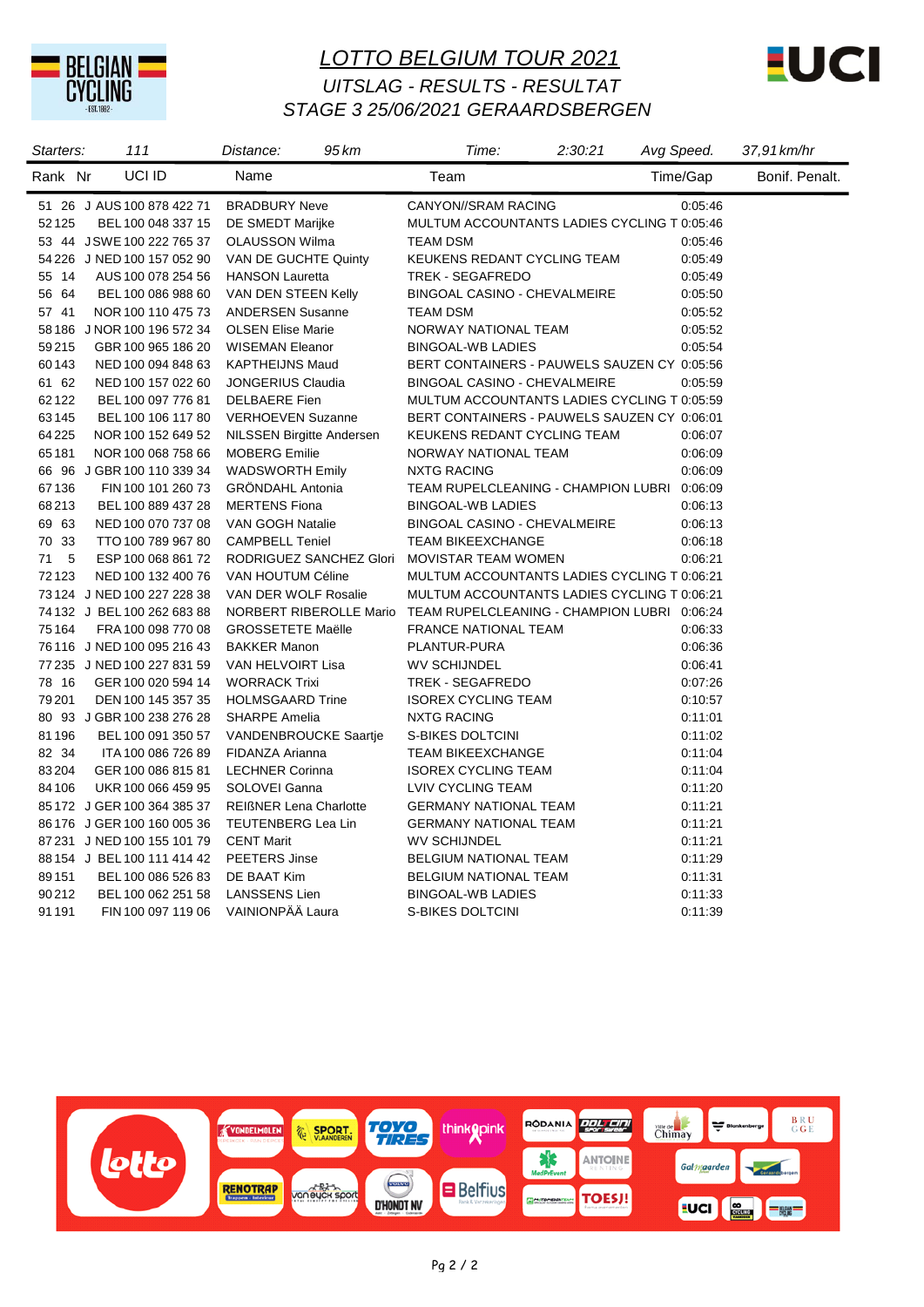# LOTTO BELGIUM TOUR 2021

## UITSLAG - RESULTS - RESULTAT

## STAGE 3 25/06/2021 GERAARDSBERGEN

Starters: 111 | Distance: 95 km | Time: 2:30:21 | Avg Speed: 37,91 km/hr

| Rank | Nr | | UCI ID | Name | Team | Time/Gap | Bonif. | Penalt. |
|---|---|---|---|---|---|---|---|---|
| 51 | 26 | J | AUS 100 878 422 71 | BRADBURY Neve | CANYON//SRAM RACING | 0:05:46 | | |
| 52 | 125 | | BEL 100 048 337 15 | DE SMEDT Marijke | MULTUM ACCOUNTANTS LADIES CYCLING T | 0:05:46 | | |
| 53 | 44 | J | SWE 100 222 765 37 | OLAUSSON Wilma | TEAM DSM | 0:05:46 | | |
| 54 | 226 | J | NED 100 157 052 90 | VAN DE GUCHTE Quinty | KEUKENS REDANT CYCLING TEAM | 0:05:49 | | |
| 55 | 14 | | AUS 100 078 254 56 | HANSON Lauretta | TREK - SEGAFREDO | 0:05:49 | | |
| 56 | 64 | | BEL 100 086 988 60 | VAN DEN STEEN Kelly | BINGOAL CASINO - CHEVALMEIRE | 0:05:50 | | |
| 57 | 41 | | NOR 100 110 475 73 | ANDERSEN Susanne | TEAM DSM | 0:05:52 | | |
| 58 | 186 | J | NOR 100 196 572 34 | OLSEN Elise Marie | NORWAY NATIONAL TEAM | 0:05:52 | | |
| 59 | 215 | | GBR 100 965 186 20 | WISEMAN Eleanor | BINGOAL-WB LADIES | 0:05:54 | | |
| 60 | 143 | | NED 100 094 848 63 | KAPTHEIJNS Maud | BERT CONTAINERS - PAUWELS SAUZEN CY | 0:05:56 | | |
| 61 | 62 | | NED 100 157 022 60 | JONGERIUS Claudia | BINGOAL CASINO - CHEVALMEIRE | 0:05:59 | | |
| 62 | 122 | | BEL 100 097 776 81 | DELBAERE Fien | MULTUM ACCOUNTANTS LADIES CYCLING T | 0:05:59 | | |
| 63 | 145 | | BEL 100 106 117 80 | VERHOEVEN Suzanne | BERT CONTAINERS - PAUWELS SAUZEN CY | 0:06:01 | | |
| 64 | 225 | | NOR 100 152 649 52 | NILSSEN Birgitte Andersen | KEUKENS REDANT CYCLING TEAM | 0:06:07 | | |
| 65 | 181 | | NOR 100 068 758 66 | MOBERG Emilie | NORWAY NATIONAL TEAM | 0:06:09 | | |
| 66 | 96 | J | GBR 100 110 339 34 | WADSWORTH Emily | NXTG RACING | 0:06:09 | | |
| 67 | 136 | | FIN 100 101 260 73 | GRÖNDAHL Antonia | TEAM RUPELCLEANING - CHAMPION LUBRI | 0:06:09 | | |
| 68 | 213 | | BEL 100 889 437 28 | MERTENS Fiona | BINGOAL-WB LADIES | 0:06:13 | | |
| 69 | 63 | | NED 100 070 737 08 | VAN GOGH Natalie | BINGOAL CASINO - CHEVALMEIRE | 0:06:13 | | |
| 70 | 33 | | TTO 100 789 967 80 | CAMPBELL Teniel | TEAM BIKEEXCHANGE | 0:06:18 | | |
| 71 | 5 | | ESP 100 068 861 72 | RODRIGUEZ SANCHEZ Glori | MOVISTAR TEAM WOMEN | 0:06:21 | | |
| 72 | 123 | | NED 100 132 400 76 | VAN HOUTUM Céline | MULTUM ACCOUNTANTS LADIES CYCLING T | 0:06:21 | | |
| 73 | 124 | J | NED 100 227 228 38 | VAN DER WOLF Rosalie | MULTUM ACCOUNTANTS LADIES CYCLING T | 0:06:21 | | |
| 74 | 132 | J | BEL 100 262 683 88 | NORBERT RIBEROLLE Mario | TEAM RUPELCLEANING - CHAMPION LUBRI | 0:06:24 | | |
| 75 | 164 | | FRA 100 098 770 08 | GROSSETETE Maëlle | FRANCE NATIONAL TEAM | 0:06:33 | | |
| 76 | 116 | J | NED 100 095 216 43 | BAKKER Manon | PLANTUR-PURA | 0:06:36 | | |
| 77 | 235 | J | NED 100 227 831 59 | VAN HELVOIRT Lisa | WV SCHIJNDEL | 0:06:41 | | |
| 78 | 16 | | GER 100 020 594 14 | WORRACK Trixi | TREK - SEGAFREDO | 0:07:26 | | |
| 79 | 201 | | DEN 100 145 357 35 | HOLMSGAARD Trine | ISOREX CYCLING TEAM | 0:10:57 | | |
| 80 | 93 | J | GBR 100 238 276 28 | SHARPE Amelia | NXTG RACING | 0:11:01 | | |
| 81 | 196 | | BEL 100 091 350 57 | VANDENBROUCKE Saartje | S-BIKES DOLTCINI | 0:11:02 | | |
| 82 | 34 | | ITA 100 086 726 89 | FIDANZA Arianna | TEAM BIKEEXCHANGE | 0:11:04 | | |
| 83 | 204 | | GER 100 086 815 81 | LECHNER Corinna | ISOREX CYCLING TEAM | 0:11:04 | | |
| 84 | 106 | | UKR 100 066 459 95 | SOLOVEI Ganna | LVIV CYCLING TEAM | 0:11:20 | | |
| 85 | 172 | J | GER 100 364 385 37 | REIßNER Lena Charlotte | GERMANY NATIONAL TEAM | 0:11:21 | | |
| 86 | 176 | J | GER 100 160 005 36 | TEUTENBERG Lea Lin | GERMANY NATIONAL TEAM | 0:11:21 | | |
| 87 | 231 | J | NED 100 155 101 79 | CENT Marit | WV SCHIJNDEL | 0:11:21 | | |
| 88 | 154 | J | BEL 100 111 414 42 | PEETERS Jinse | BELGIUM NATIONAL TEAM | 0:11:29 | | |
| 89 | 151 | | BEL 100 086 526 83 | DE BAAT Kim | BELGIUM NATIONAL TEAM | 0:11:31 | | |
| 90 | 212 | | BEL 100 062 251 58 | LANSSENS Lien | BINGOAL-WB LADIES | 0:11:33 | | |
| 91 | 191 | | FIN 100 097 119 06 | VAINIONPÄÄ Laura | S-BIKES DOLTCINI | 0:11:39 | | |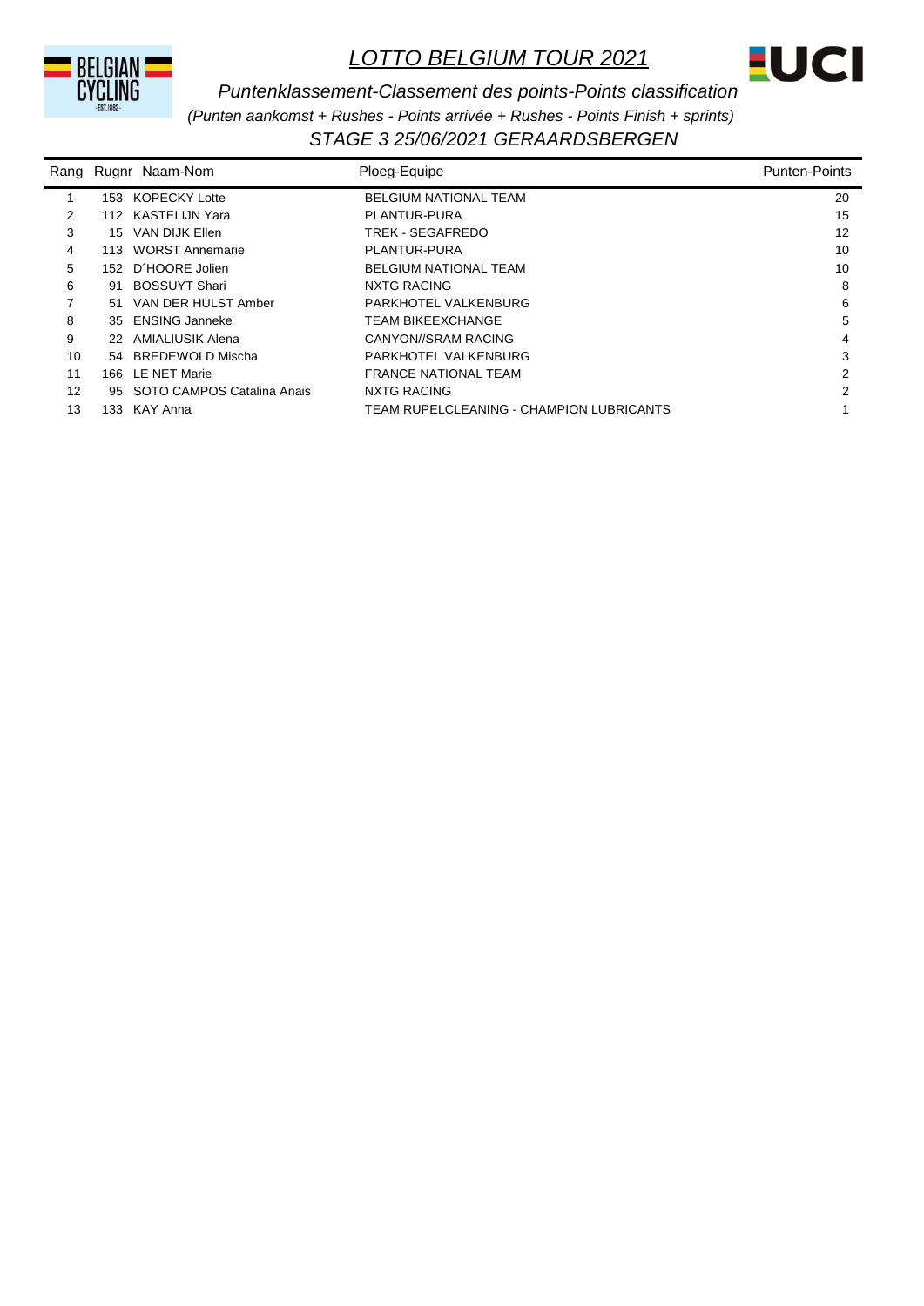# LOTTO BELGIUM TOUR 2021

## Puntenklassement-Classement des points-Points classification

*(Punten aankomst + Rushes - Points arrivée + Rushes - Points Finish + sprints)*

### STAGE 3 25/06/2021 GERAARDSBERGEN

| Rang | Rugnr | Naam-Nom | Ploeg-Equipe | Punten-Points |
|---|---|---|---|---|
| 1 | 153 | KOPECKY Lotte | BELGIUM NATIONAL TEAM | 20 |
| 2 | 112 | KASTELIJN Yara | PLANTUR-PURA | 15 |
| 3 | 15 | VAN DIJK Ellen | TREK - SEGAFREDO | 12 |
| 4 | 113 | WORST Annemarie | PLANTUR-PURA | 10 |
| 5 | 152 | D´HOORE Jolien | BELGIUM NATIONAL TEAM | 10 |
| 6 | 91 | BOSSUYT Shari | NXTG RACING | 8 |
| 7 | 51 | VAN DER HULST Amber | PARKHOTEL VALKENBURG | 6 |
| 8 | 35 | ENSING Janneke | TEAM BIKEEXCHANGE | 5 |
| 9 | 22 | AMIALIUSIK Alena | CANYON//SRAM RACING | 4 |
| 10 | 54 | BREDEWOLD Mischa | PARKHOTEL VALKENBURG | 3 |
| 11 | 166 | LE NET Marie | FRANCE NATIONAL TEAM | 2 |
| 12 | 95 | SOTO CAMPOS Catalina Anais | NXTG RACING | 2 |
| 13 | 133 | KAY Anna | TEAM RUPELCLEANING - CHAMPION LUBRICANTS | 1 |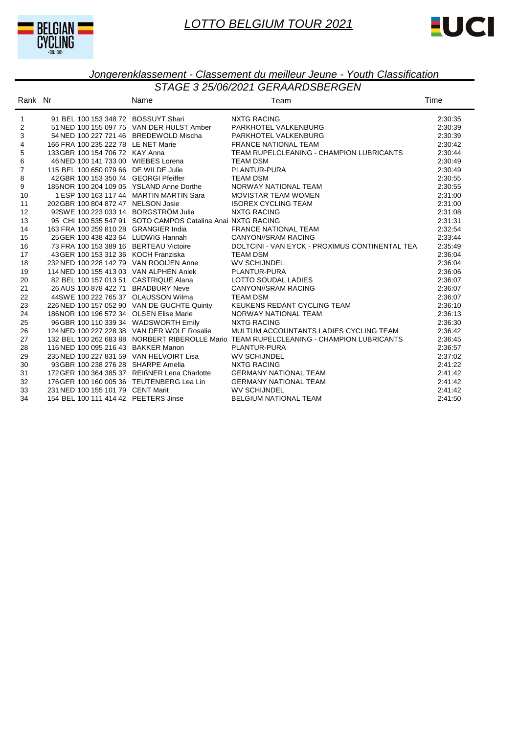# LOTTO BELGIUM TOUR 2021

## *Jongerenklassement - Classement du meilleur Jeune - Youth Classification*

### *STAGE 3 25/06/2021 GERAARDSBERGEN*

| Rank | Nr | Name | Team | Time |
|---|---|---|---|---|
| 1 | 91 BEL 100 153 348 72 | BOSSUYT Shari | NXTG RACING | 2:30:35 |
| 2 | 51 NED 100 155 097 75 | VAN DER HULST Amber | PARKHOTEL VALKENBURG | 2:30:39 |
| 3 | 54 NED 100 227 721 46 | BREDEWOLD Mischa | PARKHOTEL VALKENBURG | 2:30:39 |
| 4 | 166 FRA 100 235 222 78 | LE NET Marie | FRANCE NATIONAL TEAM | 2:30:42 |
| 5 | 133 GBR 100 154 706 72 | KAY Anna | TEAM RUPELCLEANING - CHAMPION LUBRICANTS | 2:30:44 |
| 6 | 46 NED 100 141 733 00 | WIEBES Lorena | TEAM DSM | 2:30:49 |
| 7 | 115 BEL 100 650 079 66 | DE WILDE Julie | PLANTUR-PURA | 2:30:49 |
| 8 | 42 GBR 100 153 350 74 | GEORGI Pfeiffer | TEAM DSM | 2:30:55 |
| 9 | 185 NOR 100 204 109 05 | YSLAND Anne Dorthe | NORWAY NATIONAL TEAM | 2:30:55 |
| 10 | 1 ESP 100 163 117 44 | MARTIN MARTIN Sara | MOVISTAR TEAM WOMEN | 2:31:00 |
| 11 | 202 GBR 100 804 872 47 | NELSON Josie | ISOREX CYCLING TEAM | 2:31:00 |
| 12 | 92 SWE 100 223 033 14 | BORGSTRÖM Julia | NXTG RACING | 2:31:08 |
| 13 | 95 CHI 100 535 547 91 | SOTO CAMPOS Catalina Anai | NXTG RACING | 2:31:31 |
| 14 | 163 FRA 100 259 810 28 | GRANGIER India | FRANCE NATIONAL TEAM | 2:32:54 |
| 15 | 25 GER 100 438 423 64 | LUDWIG Hannah | CANYON//SRAM RACING | 2:33:44 |
| 16 | 73 FRA 100 153 389 16 | BERTEAU Victoire | DOLTCINI - VAN EYCK - PROXIMUS CONTINENTAL TEA | 2:35:49 |
| 17 | 43 GER 100 153 312 36 | KOCH Franziska | TEAM DSM | 2:36:04 |
| 18 | 232 NED 100 228 142 79 | VAN ROOIJEN Anne | WV SCHIJNDEL | 2:36:04 |
| 19 | 114 NED 100 155 413 03 | VAN ALPHEN Aniek | PLANTUR-PURA | 2:36:06 |
| 20 | 82 BEL 100 157 013 51 | CASTRIQUE Alana | LOTTO SOUDAL LADIES | 2:36:07 |
| 21 | 26 AUS 100 878 422 71 | BRADBURY Neve | CANYON//SRAM RACING | 2:36:07 |
| 22 | 44 SWE 100 222 765 37 | OLAUSSON Wilma | TEAM DSM | 2:36:07 |
| 23 | 226 NED 100 157 052 90 | VAN DE GUCHTE Quinty | KEUKENS REDANT CYCLING TEAM | 2:36:10 |
| 24 | 186 NOR 100 196 572 34 | OLSEN Elise Marie | NORWAY NATIONAL TEAM | 2:36:13 |
| 25 | 96 GBR 100 110 339 34 | WADSWORTH Emily | NXTG RACING | 2:36:30 |
| 26 | 124 NED 100 227 228 38 | VAN DER WOLF Rosalie | MULTUM ACCOUNTANTS LADIES CYCLING TEAM | 2:36:42 |
| 27 | 132 BEL 100 262 683 88 | NORBERT RIBEROLLE Mario | TEAM RUPELCLEANING - CHAMPION LUBRICANTS | 2:36:45 |
| 28 | 116 NED 100 095 216 43 | BAKKER Manon | PLANTUR-PURA | 2:36:57 |
| 29 | 235 NED 100 227 831 59 | VAN HELVOIRT Lisa | WV SCHIJNDEL | 2:37:02 |
| 30 | 93 GBR 100 238 276 28 | SHARPE Amelia | NXTG RACING | 2:41:22 |
| 31 | 172 GER 100 364 385 37 | REIßNER Lena Charlotte | GERMANY NATIONAL TEAM | 2:41:42 |
| 32 | 176 GER 100 160 005 36 | TEUTENBERG Lea Lin | GERMANY NATIONAL TEAM | 2:41:42 |
| 33 | 231 NED 100 155 101 79 | CENT Marit | WV SCHIJNDEL | 2:41:42 |
| 34 | 154 BEL 100 111 414 42 | PEETERS Jinse | BELGIUM NATIONAL TEAM | 2:41:50 |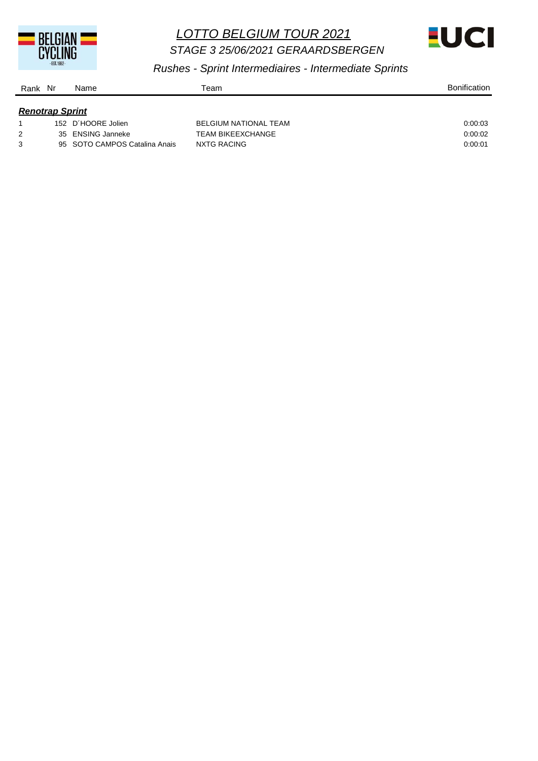# *LOTTO BELGIUM TOUR 2021*

## *STAGE 3 25/06/2021 GERAARDSBERGEN*

### *Rushes - Sprint Intermediaires - Intermediate Sprints*

***Renotrap Sprint***

| Rank | Nr | Name | Team | Bonification |
|---|---|---|---|---|
| 1 | 152 | D´HOORE Jolien | BELGIUM NATIONAL TEAM | 0:00:03 |
| 2 | 35 | ENSING Janneke | TEAM BIKEEXCHANGE | 0:00:02 |
| 3 | 95 | SOTO CAMPOS Catalina Anais | NXTG RACING | 0:00:01 |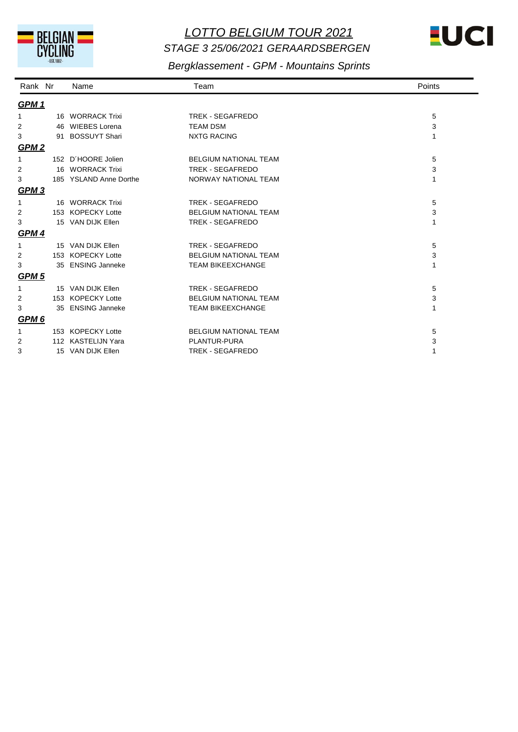# *LOTTO BELGIUM TOUR 2021*

## *STAGE 3 25/06/2021 GERAARDSBERGEN*

### *Bergklassement - GPM - Mountains Sprints*

| Rank | Nr | Name | Team | Points |
|---|---|---|---|---|
| ***GPM 1*** | | | | |
| 1 | 16 | WORRACK Trixi | TREK - SEGAFREDO | 5 |
| 2 | 46 | WIEBES Lorena | TEAM DSM | 3 |
| 3 | 91 | BOSSUYT Shari | NXTG RACING | 1 |
| ***GPM 2*** | | | | |
| 1 | 152 | D´HOORE Jolien | BELGIUM NATIONAL TEAM | 5 |
| 2 | 16 | WORRACK Trixi | TREK - SEGAFREDO | 3 |
| 3 | 185 | YSLAND Anne Dorthe | NORWAY NATIONAL TEAM | 1 |
| ***GPM 3*** | | | | |
| 1 | 16 | WORRACK Trixi | TREK - SEGAFREDO | 5 |
| 2 | 153 | KOPECKY Lotte | BELGIUM NATIONAL TEAM | 3 |
| 3 | 15 | VAN DIJK Ellen | TREK - SEGAFREDO | 1 |
| ***GPM 4*** | | | | |
| 1 | 15 | VAN DIJK Ellen | TREK - SEGAFREDO | 5 |
| 2 | 153 | KOPECKY Lotte | BELGIUM NATIONAL TEAM | 3 |
| 3 | 35 | ENSING Janneke | TEAM BIKEEXCHANGE | 1 |
| ***GPM 5*** | | | | |
| 1 | 15 | VAN DIJK Ellen | TREK - SEGAFREDO | 5 |
| 2 | 153 | KOPECKY Lotte | BELGIUM NATIONAL TEAM | 3 |
| 3 | 35 | ENSING Janneke | TEAM BIKEEXCHANGE | 1 |
| ***GPM 6*** | | | | |
| 1 | 153 | KOPECKY Lotte | BELGIUM NATIONAL TEAM | 5 |
| 2 | 112 | KASTELIJN Yara | PLANTUR-PURA | 3 |
| 3 | 15 | VAN DIJK Ellen | TREK - SEGAFREDO | 1 |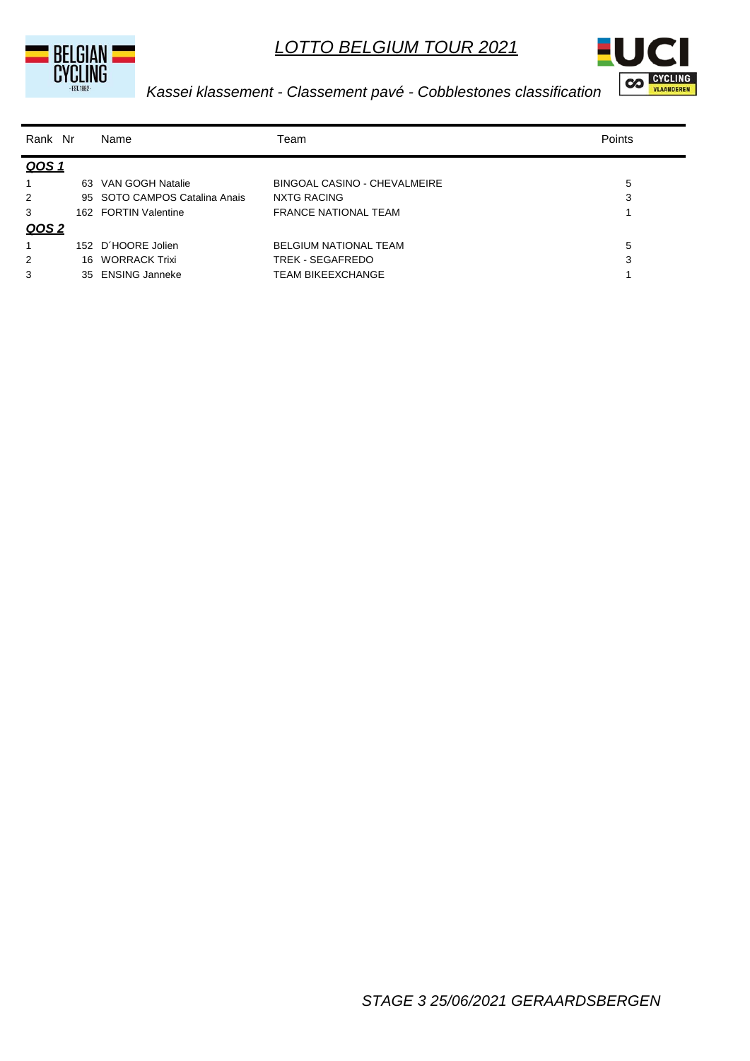# *LOTTO BELGIUM TOUR 2021*

*Kassei klassement - Classement pavé - Cobblestones classification*

| Rank | Nr | Name | Team | Points |
|---|---|---|---|---|
| ***QOS 1*** | | | | |
| 1 | 63 | VAN GOGH Natalie | BINGOAL CASINO - CHEVALMEIRE | 5 |
| 2 | 95 | SOTO CAMPOS Catalina Anais | NXTG RACING | 3 |
| 3 | 162 | FORTIN Valentine | FRANCE NATIONAL TEAM | 1 |
| ***QOS 2*** | | | | |
| 1 | 152 | D´HOORE Jolien | BELGIUM NATIONAL TEAM | 5 |
| 2 | 16 | WORRACK Trixi | TREK - SEGAFREDO | 3 |
| 3 | 35 | ENSING Janneke | TEAM BIKEEXCHANGE | 1 |

*STAGE 3 25/06/2021 GERAARDSBERGEN*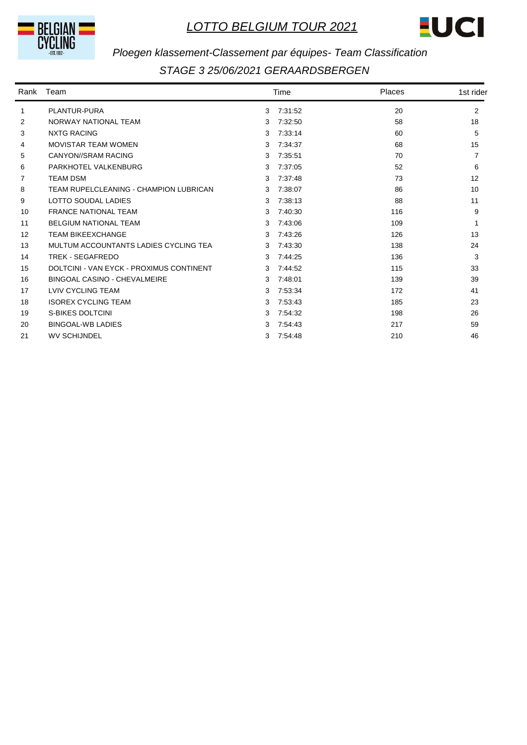# LOTTO BELGIUM TOUR 2021

*Ploegen klassement-Classement par équipes- Team Classification*

*STAGE 3 25/06/2021 GERAARDSBERGEN*

| Rank | Team | Time | | Places | 1st rider |
|---|---|---|---|---|---|
| 1 | PLANTUR-PURA | 3 | 7:31:52 | 20 | 2 |
| 2 | NORWAY NATIONAL TEAM | 3 | 7:32:50 | 58 | 18 |
| 3 | NXTG RACING | 3 | 7:33:14 | 60 | 5 |
| 4 | MOVISTAR TEAM WOMEN | 3 | 7:34:37 | 68 | 15 |
| 5 | CANYON//SRAM RACING | 3 | 7:35:51 | 70 | 7 |
| 6 | PARKHOTEL VALKENBURG | 3 | 7:37:05 | 52 | 6 |
| 7 | TEAM DSM | 3 | 7:37:48 | 73 | 12 |
| 8 | TEAM RUPELCLEANING - CHAMPION LUBRICAN | 3 | 7:38:07 | 86 | 10 |
| 9 | LOTTO SOUDAL LADIES | 3 | 7:38:13 | 88 | 11 |
| 10 | FRANCE NATIONAL TEAM | 3 | 7:40:30 | 116 | 9 |
| 11 | BELGIUM NATIONAL TEAM | 3 | 7:43:06 | 109 | 1 |
| 12 | TEAM BIKEEXCHANGE | 3 | 7:43:26 | 126 | 13 |
| 13 | MULTUM ACCOUNTANTS LADIES CYCLING TEA | 3 | 7:43:30 | 138 | 24 |
| 14 | TREK - SEGAFREDO | 3 | 7:44:25 | 136 | 3 |
| 15 | DOLTCINI - VAN EYCK - PROXIMUS CONTINENT | 3 | 7:44:52 | 115 | 33 |
| 16 | BINGOAL CASINO - CHEVALMEIRE | 3 | 7:48:01 | 139 | 39 |
| 17 | LVIV CYCLING TEAM | 3 | 7:53:34 | 172 | 41 |
| 18 | ISOREX CYCLING TEAM | 3 | 7:53:43 | 185 | 23 |
| 19 | S-BIKES DOLTCINI | 3 | 7:54:32 | 198 | 26 |
| 20 | BINGOAL-WB LADIES | 3 | 7:54:43 | 217 | 59 |
| 21 | WV SCHIJNDEL | 3 | 7:54:48 | 210 | 46 |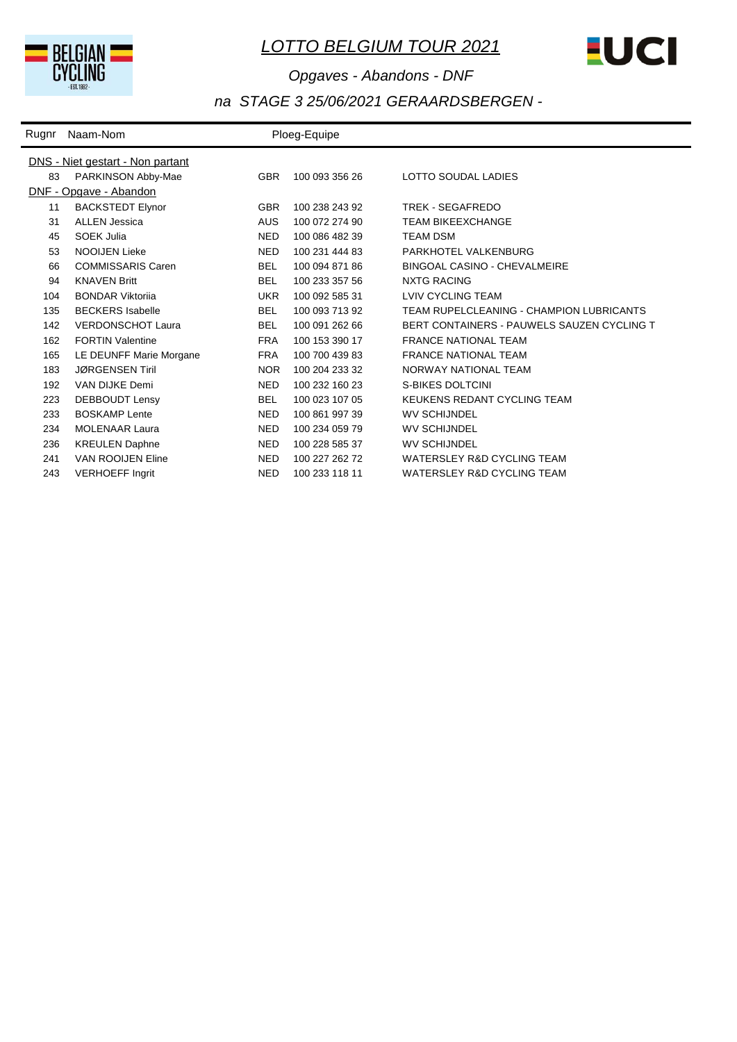# LOTTO BELGIUM TOUR 2021

## Opgaves - Abandons - DNF

## na STAGE 3 25/06/2021 GERAARDSBERGEN -

| Rugnr | Naam-Nom | | Ploeg-Equipe | |
|---|---|---|---|---|
| **DNS - Niet gestart - Non partant** | | | | |
| 83 | PARKINSON Abby-Mae | GBR | 100 093 356 26 | LOTTO SOUDAL LADIES |
| **DNF - Opgave - Abandon** | | | | |
| 11 | BACKSTEDT Elynor | GBR | 100 238 243 92 | TREK - SEGAFREDO |
| 31 | ALLEN Jessica | AUS | 100 072 274 90 | TEAM BIKEEXCHANGE |
| 45 | SOEK Julia | NED | 100 086 482 39 | TEAM DSM |
| 53 | NOOIJEN Lieke | NED | 100 231 444 83 | PARKHOTEL VALKENBURG |
| 66 | COMMISSARIS Caren | BEL | 100 094 871 86 | BINGOAL CASINO - CHEVALMEIRE |
| 94 | KNAVEN Britt | BEL | 100 233 357 56 | NXTG RACING |
| 104 | BONDAR Viktoriia | UKR | 100 092 585 31 | LVIV CYCLING TEAM |
| 135 | BECKERS Isabelle | BEL | 100 093 713 92 | TEAM RUPELCLEANING - CHAMPION LUBRICANTS |
| 142 | VERDONSCHOT Laura | BEL | 100 091 262 66 | BERT CONTAINERS - PAUWELS SAUZEN CYCLING T |
| 162 | FORTIN Valentine | FRA | 100 153 390 17 | FRANCE NATIONAL TEAM |
| 165 | LE DEUNFF Marie Morgane | FRA | 100 700 439 83 | FRANCE NATIONAL TEAM |
| 183 | JØRGENSEN Tiril | NOR | 100 204 233 32 | NORWAY NATIONAL TEAM |
| 192 | VAN DIJKE Demi | NED | 100 232 160 23 | S-BIKES DOLTCINI |
| 223 | DEBBOUDT Lensy | BEL | 100 023 107 05 | KEUKENS REDANT CYCLING TEAM |
| 233 | BOSKAMP Lente | NED | 100 861 997 39 | WV SCHIJNDEL |
| 234 | MOLENAAR Laura | NED | 100 234 059 79 | WV SCHIJNDEL |
| 236 | KREULEN Daphne | NED | 100 228 585 37 | WV SCHIJNDEL |
| 241 | VAN ROOIJEN Eline | NED | 100 227 262 72 | WATERSLEY R&D CYCLING TEAM |
| 243 | VERHOEFF Ingrit | NED | 100 233 118 11 | WATERSLEY R&D CYCLING TEAM |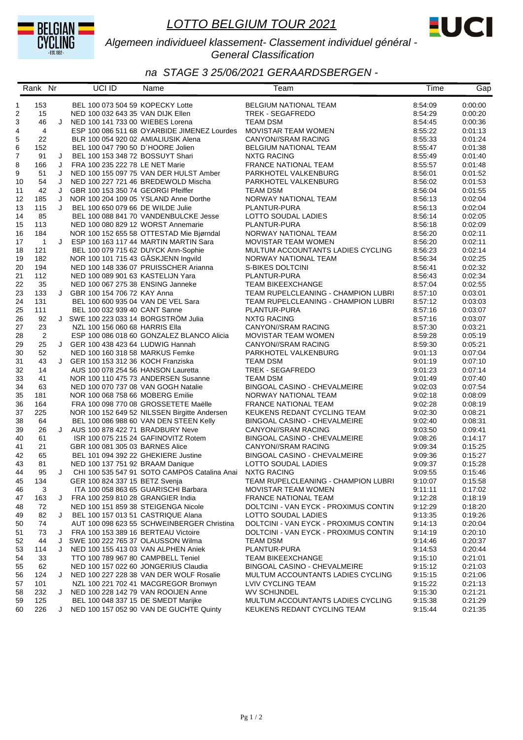# LOTTO BELGIUM TOUR 2021

*Algemeen individueel klassement- Classement individuel général - General Classification*

*na STAGE 3 25/06/2021 GERAARDSBERGEN -*

| | Rank | Nr | | UCI ID | Name | Team | Time | Gap |
|---|---|---|---|---|---|---|---|---|
| 1 | 153 | | | BEL 100 073 504 59 | KOPECKY Lotte | BELGIUM NATIONAL TEAM | 8:54:09 | 0:00:00 |
| 2 | 15 | | | NED 100 032 643 35 | VAN DIJK Ellen | TREK - SEGAFREDO | 8:54:29 | 0:00:20 |
| 3 | 46 | J | | NED 100 141 733 00 | WIEBES Lorena | TEAM DSM | 8:54:45 | 0:00:36 |
| 4 | 4 | | | ESP 100 086 511 68 | OYARBIDE JIMENEZ Lourdes | MOVISTAR TEAM WOMEN | 8:55:22 | 0:01:13 |
| 5 | 22 | | | BLR 100 054 920 02 | AMIALIUSIK Alena | CANYON//SRAM RACING | 8:55:33 | 0:01:24 |
| 6 | 152 | | | BEL 100 047 790 50 | D´HOORE Jolien | BELGIUM NATIONAL TEAM | 8:55:47 | 0:01:38 |
| 7 | 91 | J | | BEL 100 153 348 72 | BOSSUYT Shari | NXTG RACING | 8:55:49 | 0:01:40 |
| 8 | 166 | J | | FRA 100 235 222 78 | LE NET Marie | FRANCE NATIONAL TEAM | 8:55:57 | 0:01:48 |
| 9 | 51 | J | | NED 100 155 097 75 | VAN DER HULST Amber | PARKHOTEL VALKENBURG | 8:56:01 | 0:01:52 |
| 10 | 54 | J | | NED 100 227 721 46 | BREDEWOLD Mischa | PARKHOTEL VALKENBURG | 8:56:02 | 0:01:53 |
| 11 | 42 | J | | GBR 100 153 350 74 | GEORGI Pfeiffer | TEAM DSM | 8:56:04 | 0:01:55 |
| 12 | 185 | J | | NOR 100 204 109 05 | YSLAND Anne Dorthe | NORWAY NATIONAL TEAM | 8:56:13 | 0:02:04 |
| 13 | 115 | J | | BEL 100 650 079 66 | DE WILDE Julie | PLANTUR-PURA | 8:56:13 | 0:02:04 |
| 14 | 85 | | | BEL 100 088 841 70 | VANDENBULCKE Jesse | LOTTO SOUDAL LADIES | 8:56:14 | 0:02:05 |
| 15 | 113 | | | NED 100 080 829 12 | WORST Annemarie | PLANTUR-PURA | 8:56:18 | 0:02:09 |
| 16 | 184 | | | NOR 100 152 655 58 | OTTESTAD Mie Bjørndal | NORWAY NATIONAL TEAM | 8:56:20 | 0:02:11 |
| 17 | 1 | J | | ESP 100 163 117 44 | MARTIN MARTIN Sara | MOVISTAR TEAM WOMEN | 8:56:20 | 0:02:11 |
| 18 | 121 | | | BEL 100 079 715 62 | DUYCK Ann-Sophie | MULTUM ACCOUNTANTS LADIES CYCLING | 8:56:23 | 0:02:14 |
| 19 | 182 | | | NOR 100 101 715 43 | GÅSKJENN Ingvild | NORWAY NATIONAL TEAM | 8:56:34 | 0:02:25 |
| 20 | 194 | | | NED 100 148 336 07 | PRUISSCHER Arianna | S-BIKES DOLTCINI | 8:56:41 | 0:02:32 |
| 21 | 112 | | | NED 100 089 901 63 | KASTELIJN Yara | PLANTUR-PURA | 8:56:43 | 0:02:34 |
| 22 | 35 | | | NED 100 067 275 38 | ENSING Janneke | TEAM BIKEEXCHANGE | 8:57:04 | 0:02:55 |
| 23 | 133 | J | | GBR 100 154 706 72 | KAY Anna | TEAM RUPELCLEANING - CHAMPION LUBRI | 8:57:10 | 0:03:01 |
| 24 | 131 | | | BEL 100 600 935 04 | VAN DE VEL Sara | TEAM RUPELCLEANING - CHAMPION LUBRI | 8:57:12 | 0:03:03 |
| 25 | 111 | | | BEL 100 032 939 40 | CANT Sanne | PLANTUR-PURA | 8:57:16 | 0:03:07 |
| 26 | 92 | J | | SWE 100 223 033 14 | BORGSTRÖM Julia | NXTG RACING | 8:57:16 | 0:03:07 |
| 27 | 23 | | | NZL 100 156 060 68 | HARRIS Ella | CANYON//SRAM RACING | 8:57:30 | 0:03:21 |
| 28 | 2 | | | ESP 100 086 018 60 | GONZALEZ BLANCO Alicia | MOVISTAR TEAM WOMEN | 8:59:28 | 0:05:19 |
| 29 | 25 | J | | GER 100 438 423 64 | LUDWIG Hannah | CANYON//SRAM RACING | 8:59:30 | 0:05:21 |
| 30 | 52 | | | NED 100 160 318 58 | MARKUS Femke | PARKHOTEL VALKENBURG | 9:01:13 | 0:07:04 |
| 31 | 43 | J | | GER 100 153 312 36 | KOCH Franziska | TEAM DSM | 9:01:19 | 0:07:10 |
| 32 | 14 | | | AUS 100 078 254 56 | HANSON Lauretta | TREK - SEGAFREDO | 9:01:23 | 0:07:14 |
| 33 | 41 | | | NOR 100 110 475 73 | ANDERSEN Susanne | TEAM DSM | 9:01:49 | 0:07:40 |
| 34 | 63 | | | NED 100 070 737 08 | VAN GOGH Natalie | BINGOAL CASINO - CHEVALMEIRE | 9:02:03 | 0:07:54 |
| 35 | 181 | | | NOR 100 068 758 66 | MOBERG Emilie | NORWAY NATIONAL TEAM | 9:02:18 | 0:08:09 |
| 36 | 164 | | | FRA 100 098 770 08 | GROSSETETE Maëlle | FRANCE NATIONAL TEAM | 9:02:28 | 0:08:19 |
| 37 | 225 | | | NOR 100 152 649 52 | NILSSEN Birgitte Andersen | KEUKENS REDANT CYCLING TEAM | 9:02:30 | 0:08:21 |
| 38 | 64 | | | BEL 100 086 988 60 | VAN DEN STEEN Kelly | BINGOAL CASINO - CHEVALMEIRE | 9:02:40 | 0:08:31 |
| 39 | 26 | J | | AUS 100 878 422 71 | BRADBURY Neve | CANYON//SRAM RACING | 9:03:50 | 0:09:41 |
| 40 | 61 | | | ISR 100 075 215 24 | GAFINOVITZ Rotem | BINGOAL CASINO - CHEVALMEIRE | 9:08:26 | 0:14:17 |
| 41 | 21 | | | GBR 100 081 305 03 | BARNES Alice | CANYON//SRAM RACING | 9:09:34 | 0:15:25 |
| 42 | 65 | | | BEL 101 094 392 22 | GHEKIERE Justine | BINGOAL CASINO - CHEVALMEIRE | 9:09:36 | 0:15:27 |
| 43 | 81 | | | NED 100 137 751 92 | BRAAM Danique | LOTTO SOUDAL LADIES | 9:09:37 | 0:15:28 |
| 44 | 95 | J | | CHI 100 535 547 91 | SOTO CAMPOS Catalina Anai | NXTG RACING | 9:09:55 | 0:15:46 |
| 45 | 134 | | | GER 100 824 337 15 | BETZ Svenja | TEAM RUPELCLEANING - CHAMPION LUBRI | 9:10:07 | 0:15:58 |
| 46 | 3 | | | ITA 100 058 863 65 | GUARISCHI Barbara | MOVISTAR TEAM WOMEN | 9:11:11 | 0:17:02 |
| 47 | 163 | J | | FRA 100 259 810 28 | GRANGIER India | FRANCE NATIONAL TEAM | 9:12:28 | 0:18:19 |
| 48 | 72 | | | NED 100 151 859 38 | STEIGENGA Nicole | DOLTCINI - VAN EYCK - PROXIMUS CONTIN | 9:12:29 | 0:18:20 |
| 49 | 82 | J | | BEL 100 157 013 51 | CASTRIQUE Alana | LOTTO SOUDAL LADIES | 9:13:35 | 0:19:26 |
| 50 | 74 | | | AUT 100 098 623 55 | SCHWEINBERGER Christina | DOLTCINI - VAN EYCK - PROXIMUS CONTIN | 9:14:13 | 0:20:04 |
| 51 | 73 | J | | FRA 100 153 389 16 | BERTEAU Victoire | DOLTCINI - VAN EYCK - PROXIMUS CONTIN | 9:14:19 | 0:20:10 |
| 52 | 44 | J | | SWE 100 222 765 37 | OLAUSSON Wilma | TEAM DSM | 9:14:46 | 0:20:37 |
| 53 | 114 | J | | NED 100 155 413 03 | VAN ALPHEN Aniek | PLANTUR-PURA | 9:14:53 | 0:20:44 |
| 54 | 33 | | | TTO 100 789 967 80 | CAMPBELL Teniel | TEAM BIKEEXCHANGE | 9:15:10 | 0:21:01 |
| 55 | 62 | | | NED 100 157 022 60 | JONGERIUS Claudia | BINGOAL CASINO - CHEVALMEIRE | 9:15:12 | 0:21:03 |
| 56 | 124 | J | | NED 100 227 228 38 | VAN DER WOLF Rosalie | MULTUM ACCOUNTANTS LADIES CYCLING | 9:15:15 | 0:21:06 |
| 57 | 101 | | | NZL 100 221 702 41 | MACGREGOR Bronwyn | LVIV CYCLING TEAM | 9:15:22 | 0:21:13 |
| 58 | 232 | J | | NED 100 228 142 79 | VAN ROOIJEN Anne | WV SCHIJNDEL | 9:15:30 | 0:21:21 |
| 59 | 125 | | | BEL 100 048 337 15 | DE SMEDT Marijke | MULTUM ACCOUNTANTS LADIES CYCLING | 9:15:38 | 0:21:29 |
| 60 | 226 | J | | NED 100 157 052 90 | VAN DE GUCHTE Quinty | KEUKENS REDANT CYCLING TEAM | 9:15:44 | 0:21:35 |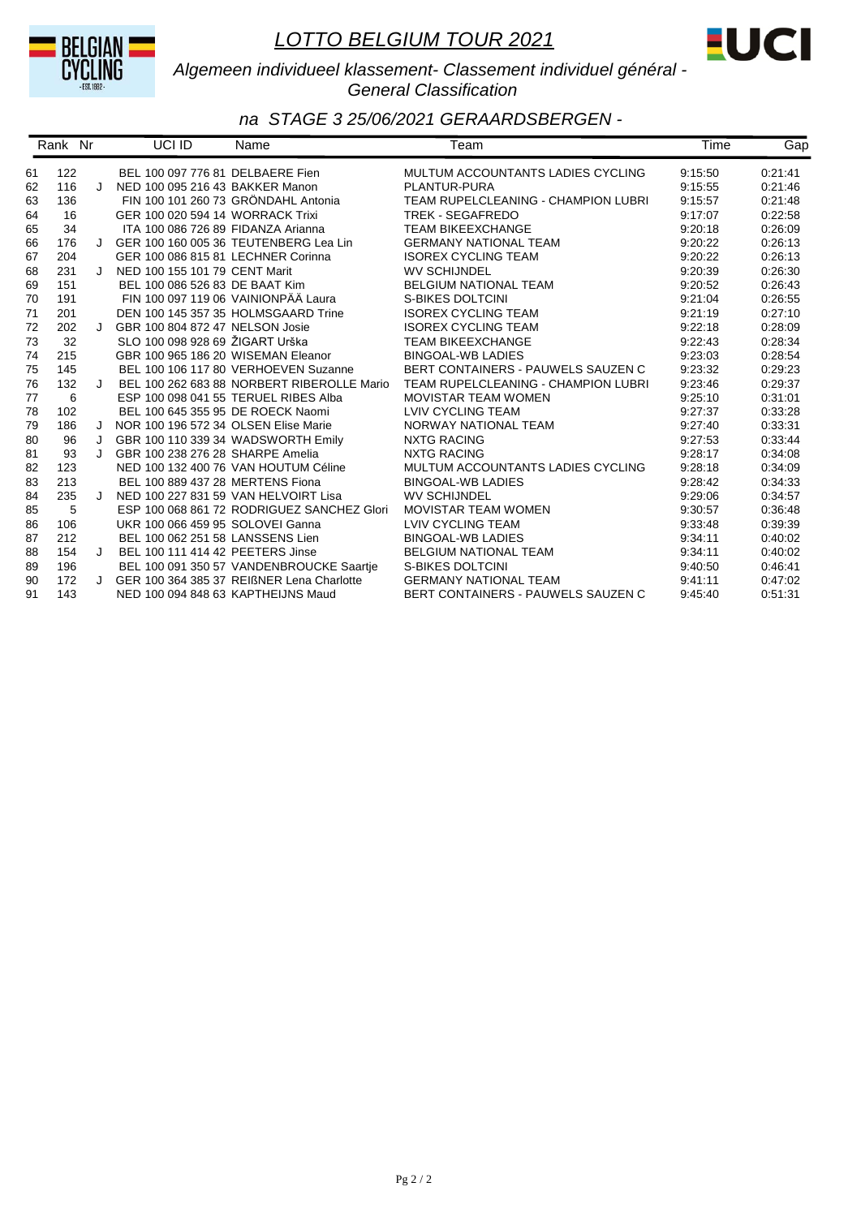# LOTTO BELGIUM TOUR 2021

## Algemeen individueel klassement- Classement individuel général - General Classification

### na STAGE 3 25/06/2021 GERAARDSBERGEN -

| | Rank | Nr | | UCI ID | Name | Team | Time | Gap |
|---|---|---|---|---|---|---|---|---|
| 61 | 122 | | | BEL 100 097 776 81 | DELBAERE Fien | MULTUM ACCOUNTANTS LADIES CYCLING | 9:15:50 | 0:21:41 |
| 62 | 116 | J | | NED 100 095 216 43 | BAKKER Manon | PLANTUR-PURA | 9:15:55 | 0:21:46 |
| 63 | 136 | | | FIN 100 101 260 73 | GRÖNDAHL Antonia | TEAM RUPELCLEANING - CHAMPION LUBRI | 9:15:57 | 0:21:48 |
| 64 | 16 | | | GER 100 020 594 14 | WORRACK Trixi | TREK - SEGAFREDO | 9:17:07 | 0:22:58 |
| 65 | 34 | | | ITA 100 086 726 89 | FIDANZA Arianna | TEAM BIKEEXCHANGE | 9:20:18 | 0:26:09 |
| 66 | 176 | J | | GER 100 160 005 36 | TEUTENBERG Lea Lin | GERMANY NATIONAL TEAM | 9:20:22 | 0:26:13 |
| 67 | 204 | | | GER 100 086 815 81 | LECHNER Corinna | ISOREX CYCLING TEAM | 9:20:22 | 0:26:13 |
| 68 | 231 | J | | NED 100 155 101 79 | CENT Marit | WV SCHIJNDEL | 9:20:39 | 0:26:30 |
| 69 | 151 | | | BEL 100 086 526 83 | DE BAAT Kim | BELGIUM NATIONAL TEAM | 9:20:52 | 0:26:43 |
| 70 | 191 | | | FIN 100 097 119 06 | VAINIONPÄÄ Laura | S-BIKES DOLTCINI | 9:21:04 | 0:26:55 |
| 71 | 201 | | | DEN 100 145 357 35 | HOLMSGAARD Trine | ISOREX CYCLING TEAM | 9:21:19 | 0:27:10 |
| 72 | 202 | J | | GBR 100 804 872 47 | NELSON Josie | ISOREX CYCLING TEAM | 9:22:18 | 0:28:09 |
| 73 | 32 | | | SLO 100 098 928 69 | ŽIGART Urška | TEAM BIKEEXCHANGE | 9:22:43 | 0:28:34 |
| 74 | 215 | | | GBR 100 965 186 20 | WISEMAN Eleanor | BINGOAL-WB LADIES | 9:23:03 | 0:28:54 |
| 75 | 145 | | | BEL 100 106 117 80 | VERHOEVEN Suzanne | BERT CONTAINERS - PAUWELS SAUZEN C | 9:23:32 | 0:29:23 |
| 76 | 132 | J | | BEL 100 262 683 88 | NORBERT RIBEROLLE Mario | TEAM RUPELCLEANING - CHAMPION LUBRI | 9:23:46 | 0:29:37 |
| 77 | 6 | | | ESP 100 098 041 55 | TERUEL RIBES Alba | MOVISTAR TEAM WOMEN | 9:25:10 | 0:31:01 |
| 78 | 102 | | | BEL 100 645 355 95 | DE ROECK Naomi | LVIV CYCLING TEAM | 9:27:37 | 0:33:28 |
| 79 | 186 | J | | NOR 100 196 572 34 | OLSEN Elise Marie | NORWAY NATIONAL TEAM | 9:27:40 | 0:33:31 |
| 80 | 96 | J | | GBR 100 110 339 34 | WADSWORTH Emily | NXTG RACING | 9:27:53 | 0:33:44 |
| 81 | 93 | J | | GBR 100 238 276 28 | SHARPE Amelia | NXTG RACING | 9:28:17 | 0:34:08 |
| 82 | 123 | | | NED 100 132 400 76 | VAN HOUTUM Céline | MULTUM ACCOUNTANTS LADIES CYCLING | 9:28:18 | 0:34:09 |
| 83 | 213 | | | BEL 100 889 437 28 | MERTENS Fiona | BINGOAL-WB LADIES | 9:28:42 | 0:34:33 |
| 84 | 235 | J | | NED 100 227 831 59 | VAN HELVOIRT Lisa | WV SCHIJNDEL | 9:29:06 | 0:34:57 |
| 85 | 5 | | | ESP 100 068 861 72 | RODRIGUEZ SANCHEZ Glori | MOVISTAR TEAM WOMEN | 9:30:57 | 0:36:48 |
| 86 | 106 | | | UKR 100 066 459 95 | SOLOVEI Ganna | LVIV CYCLING TEAM | 9:33:48 | 0:39:39 |
| 87 | 212 | | | BEL 100 062 251 58 | LANSSENS Lien | BINGOAL-WB LADIES | 9:34:11 | 0:40:02 |
| 88 | 154 | J | | BEL 100 111 414 42 | PEETERS Jinse | BELGIUM NATIONAL TEAM | 9:34:11 | 0:40:02 |
| 89 | 196 | | | BEL 100 091 350 57 | VANDENBROUCKE Saartje | S-BIKES DOLTCINI | 9:40:50 | 0:46:41 |
| 90 | 172 | J | | GER 100 364 385 37 | REIßNER Lena Charlotte | GERMANY NATIONAL TEAM | 9:41:11 | 0:47:02 |
| 91 | 143 | | | NED 100 094 848 63 | KAPTHEIJNS Maud | BERT CONTAINERS - PAUWELS SAUZEN C | 9:45:40 | 0:51:31 |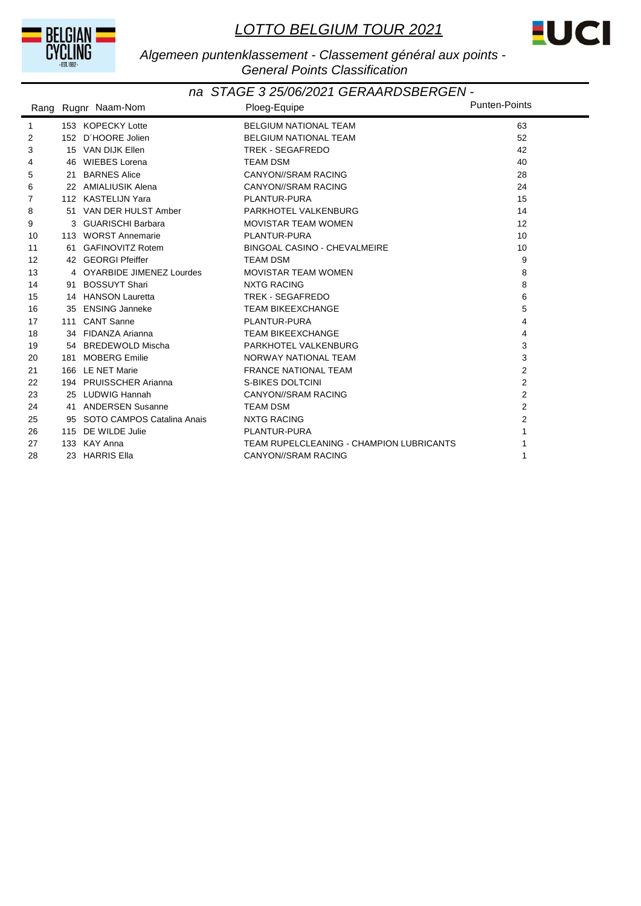# *LOTTO BELGIUM TOUR 2021*

*Algemeen puntenklassement - Classement général aux points - General Points Classification*

## *na STAGE 3 25/06/2021 GERAARDSBERGEN -*

| Rang | Rugnr | Naam-Nom | Ploeg-Equipe | Punten-Points |
|---|---|---|---|---|
| 1 | 153 | KOPECKY Lotte | BELGIUM NATIONAL TEAM | 63 |
| 2 | 152 | D´HOORE Jolien | BELGIUM NATIONAL TEAM | 52 |
| 3 | 15 | VAN DIJK Ellen | TREK - SEGAFREDO | 42 |
| 4 | 46 | WIEBES Lorena | TEAM DSM | 40 |
| 5 | 21 | BARNES Alice | CANYON//SRAM RACING | 28 |
| 6 | 22 | AMIALIUSIK Alena | CANYON//SRAM RACING | 24 |
| 7 | 112 | KASTELIJN Yara | PLANTUR-PURA | 15 |
| 8 | 51 | VAN DER HULST Amber | PARKHOTEL VALKENBURG | 14 |
| 9 | 3 | GUARISCHI Barbara | MOVISTAR TEAM WOMEN | 12 |
| 10 | 113 | WORST Annemarie | PLANTUR-PURA | 10 |
| 11 | 61 | GAFINOVITZ Rotem | BINGOAL CASINO - CHEVALMEIRE | 10 |
| 12 | 42 | GEORGI Pfeiffer | TEAM DSM | 9 |
| 13 | 4 | OYARBIDE JIMENEZ Lourdes | MOVISTAR TEAM WOMEN | 8 |
| 14 | 91 | BOSSUYT Shari | NXTG RACING | 8 |
| 15 | 14 | HANSON Lauretta | TREK - SEGAFREDO | 6 |
| 16 | 35 | ENSING Janneke | TEAM BIKEEXCHANGE | 5 |
| 17 | 111 | CANT Sanne | PLANTUR-PURA | 4 |
| 18 | 34 | FIDANZA Arianna | TEAM BIKEEXCHANGE | 4 |
| 19 | 54 | BREDEWOLD Mischa | PARKHOTEL VALKENBURG | 3 |
| 20 | 181 | MOBERG Emilie | NORWAY NATIONAL TEAM | 3 |
| 21 | 166 | LE NET Marie | FRANCE NATIONAL TEAM | 2 |
| 22 | 194 | PRUISSCHER Arianna | S-BIKES DOLTCINI | 2 |
| 23 | 25 | LUDWIG Hannah | CANYON//SRAM RACING | 2 |
| 24 | 41 | ANDERSEN Susanne | TEAM DSM | 2 |
| 25 | 95 | SOTO CAMPOS Catalina Anais | NXTG RACING | 2 |
| 26 | 115 | DE WILDE Julie | PLANTUR-PURA | 1 |
| 27 | 133 | KAY Anna | TEAM RUPELCLEANING - CHAMPION LUBRICANTS | 1 |
| 28 | 23 | HARRIS Ella | CANYON//SRAM RACING | 1 |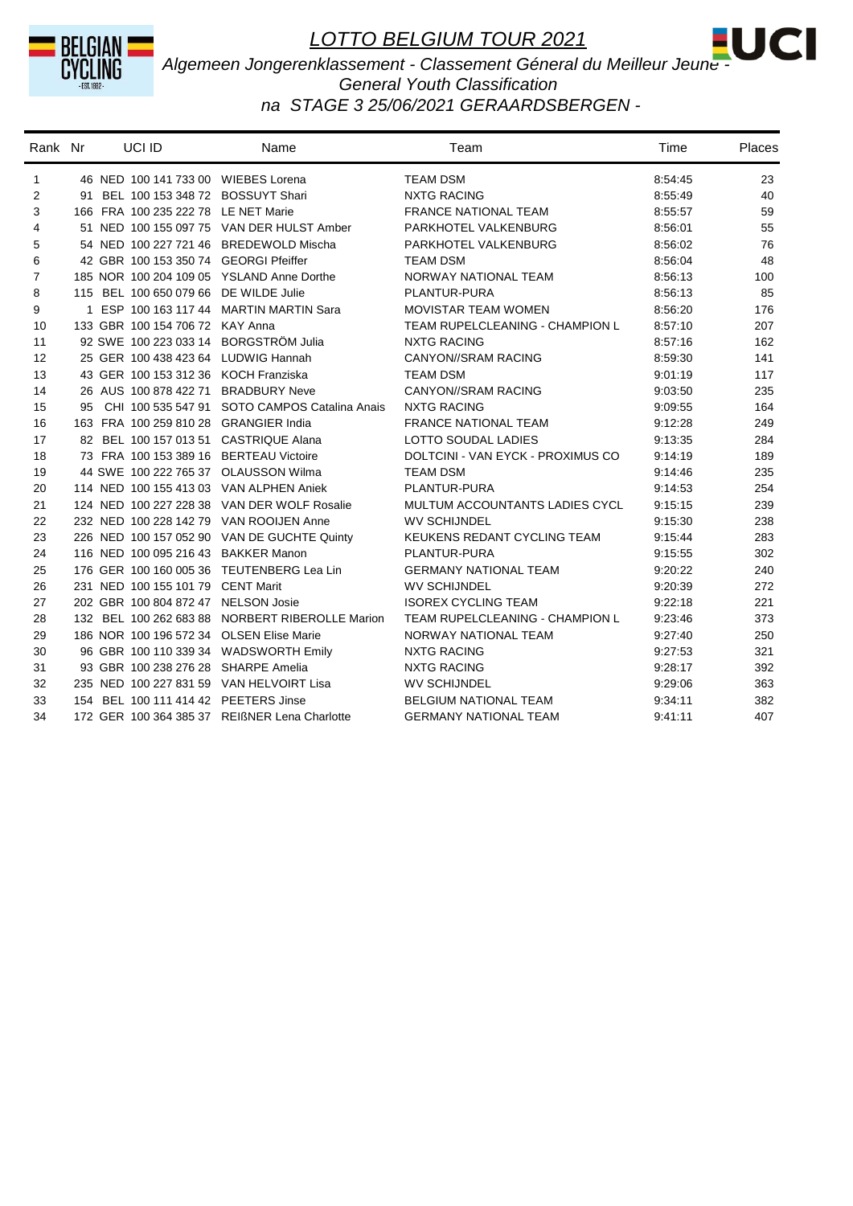# LOTTO BELGIUM TOUR 2021

*Algemeen Jongerenklassement - Classement Géneral du Meilleur Jeune - General Youth Classification*

*na STAGE 3 25/06/2021 GERAARDSBERGEN -*

| Rank | Nr | | UCI ID | Name | Team | Time | Places |
|---|---|---|---|---|---|---|---|
| 1 | 46 | NED | 100 141 733 00 | WIEBES Lorena | TEAM DSM | 8:54:45 | 23 |
| 2 | 91 | BEL | 100 153 348 72 | BOSSUYT Shari | NXTG RACING | 8:55:49 | 40 |
| 3 | 166 | FRA | 100 235 222 78 | LE NET Marie | FRANCE NATIONAL TEAM | 8:55:57 | 59 |
| 4 | 51 | NED | 100 155 097 75 | VAN DER HULST Amber | PARKHOTEL VALKENBURG | 8:56:01 | 55 |
| 5 | 54 | NED | 100 227 721 46 | BREDEWOLD Mischa | PARKHOTEL VALKENBURG | 8:56:02 | 76 |
| 6 | 42 | GBR | 100 153 350 74 | GEORGI Pfeiffer | TEAM DSM | 8:56:04 | 48 |
| 7 | 185 | NOR | 100 204 109 05 | YSLAND Anne Dorthe | NORWAY NATIONAL TEAM | 8:56:13 | 100 |
| 8 | 115 | BEL | 100 650 079 66 | DE WILDE Julie | PLANTUR-PURA | 8:56:13 | 85 |
| 9 | 1 | ESP | 100 163 117 44 | MARTIN MARTIN Sara | MOVISTAR TEAM WOMEN | 8:56:20 | 176 |
| 10 | 133 | GBR | 100 154 706 72 | KAY Anna | TEAM RUPELCLEANING - CHAMPION L | 8:57:10 | 207 |
| 11 | 92 | SWE | 100 223 033 14 | BORGSTRÖM Julia | NXTG RACING | 8:57:16 | 162 |
| 12 | 25 | GER | 100 438 423 64 | LUDWIG Hannah | CANYON//SRAM RACING | 8:59:30 | 141 |
| 13 | 43 | GER | 100 153 312 36 | KOCH Franziska | TEAM DSM | 9:01:19 | 117 |
| 14 | 26 | AUS | 100 878 422 71 | BRADBURY Neve | CANYON//SRAM RACING | 9:03:50 | 235 |
| 15 | 95 | CHI | 100 535 547 91 | SOTO CAMPOS Catalina Anais | NXTG RACING | 9:09:55 | 164 |
| 16 | 163 | FRA | 100 259 810 28 | GRANGIER India | FRANCE NATIONAL TEAM | 9:12:28 | 249 |
| 17 | 82 | BEL | 100 157 013 51 | CASTRIQUE Alana | LOTTO SOUDAL LADIES | 9:13:35 | 284 |
| 18 | 73 | FRA | 100 153 389 16 | BERTEAU Victoire | DOLTCINI - VAN EYCK - PROXIMUS CO | 9:14:19 | 189 |
| 19 | 44 | SWE | 100 222 765 37 | OLAUSSON Wilma | TEAM DSM | 9:14:46 | 235 |
| 20 | 114 | NED | 100 155 413 03 | VAN ALPHEN Aniek | PLANTUR-PURA | 9:14:53 | 254 |
| 21 | 124 | NED | 100 227 228 38 | VAN DER WOLF Rosalie | MULTUM ACCOUNTANTS LADIES CYCL | 9:15:15 | 239 |
| 22 | 232 | NED | 100 228 142 79 | VAN ROOIJEN Anne | WV SCHIJNDEL | 9:15:30 | 238 |
| 23 | 226 | NED | 100 157 052 90 | VAN DE GUCHTE Quinty | KEUKENS REDANT CYCLING TEAM | 9:15:44 | 283 |
| 24 | 116 | NED | 100 095 216 43 | BAKKER Manon | PLANTUR-PURA | 9:15:55 | 302 |
| 25 | 176 | GER | 100 160 005 36 | TEUTENBERG Lea Lin | GERMANY NATIONAL TEAM | 9:20:22 | 240 |
| 26 | 231 | NED | 100 155 101 79 | CENT Marit | WV SCHIJNDEL | 9:20:39 | 272 |
| 27 | 202 | GBR | 100 804 872 47 | NELSON Josie | ISOREX CYCLING TEAM | 9:22:18 | 221 |
| 28 | 132 | BEL | 100 262 683 88 | NORBERT RIBEROLLE Marion | TEAM RUPELCLEANING - CHAMPION L | 9:23:46 | 373 |
| 29 | 186 | NOR | 100 196 572 34 | OLSEN Elise Marie | NORWAY NATIONAL TEAM | 9:27:40 | 250 |
| 30 | 96 | GBR | 100 110 339 34 | WADSWORTH Emily | NXTG RACING | 9:27:53 | 321 |
| 31 | 93 | GBR | 100 238 276 28 | SHARPE Amelia | NXTG RACING | 9:28:17 | 392 |
| 32 | 235 | NED | 100 227 831 59 | VAN HELVOIRT Lisa | WV SCHIJNDEL | 9:29:06 | 363 |
| 33 | 154 | BEL | 100 111 414 42 | PEETERS Jinse | BELGIUM NATIONAL TEAM | 9:34:11 | 382 |
| 34 | 172 | GER | 100 364 385 37 | REIßNER Lena Charlotte | GERMANY NATIONAL TEAM | 9:41:11 | 407 |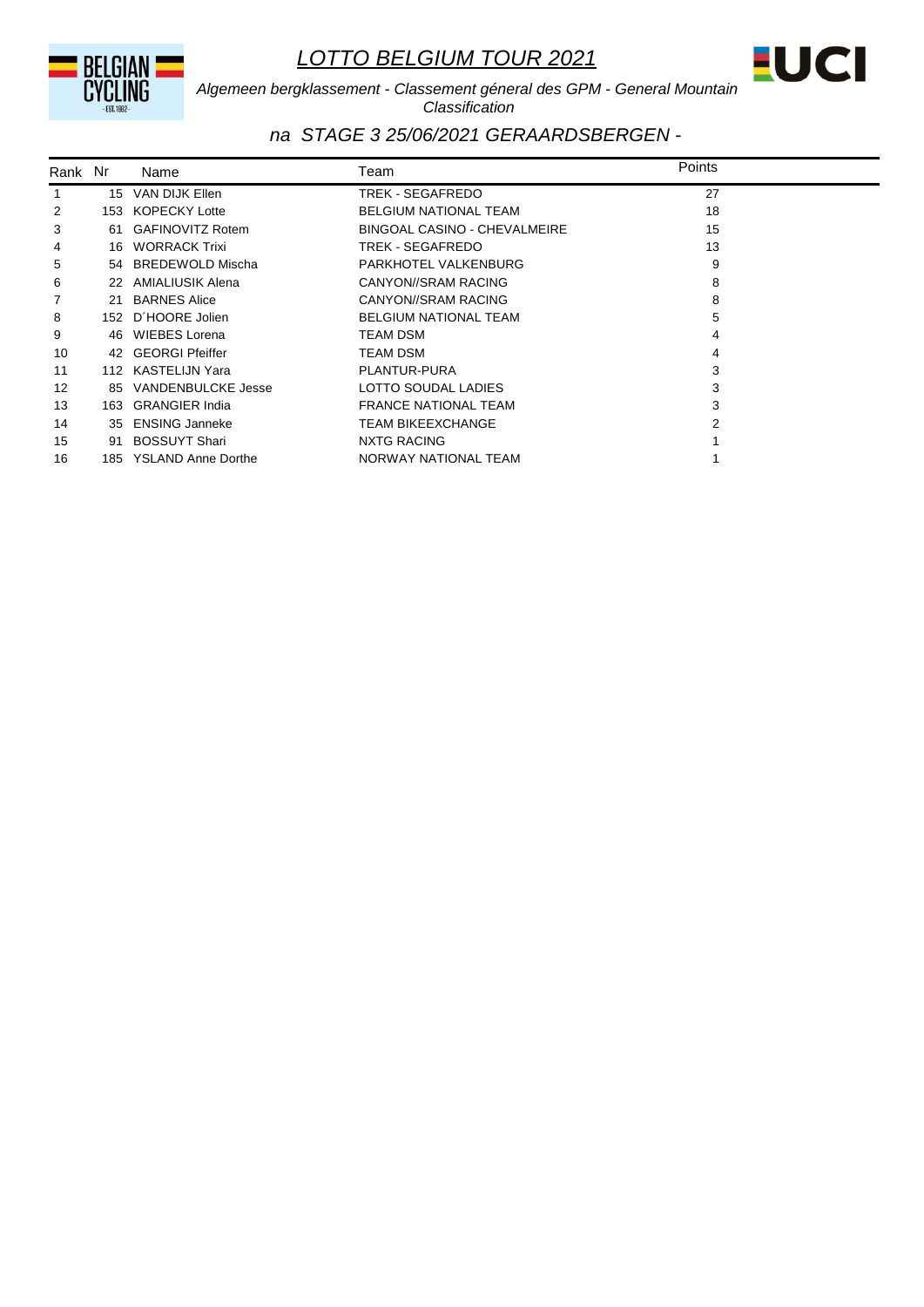# *LOTTO BELGIUM TOUR 2021*

*Algemeen bergklassement - Classement géneral des GPM - General Mountain Classification*

## *na STAGE 3 25/06/2021 GERAARDSBERGEN -*

| Rank | Nr | Name | Team | Points |
|---|---|---|---|---|
| 1 | 15 | VAN DIJK Ellen | TREK - SEGAFREDO | 27 |
| 2 | 153 | KOPECKY Lotte | BELGIUM NATIONAL TEAM | 18 |
| 3 | 61 | GAFINOVITZ Rotem | BINGOAL CASINO - CHEVALMEIRE | 15 |
| 4 | 16 | WORRACK Trixi | TREK - SEGAFREDO | 13 |
| 5 | 54 | BREDEWOLD Mischa | PARKHOTEL VALKENBURG | 9 |
| 6 | 22 | AMIALIUSIK Alena | CANYON//SRAM RACING | 8 |
| 7 | 21 | BARNES Alice | CANYON//SRAM RACING | 8 |
| 8 | 152 | D´HOORE Jolien | BELGIUM NATIONAL TEAM | 5 |
| 9 | 46 | WIEBES Lorena | TEAM DSM | 4 |
| 10 | 42 | GEORGI Pfeiffer | TEAM DSM | 4 |
| 11 | 112 | KASTELIJN Yara | PLANTUR-PURA | 3 |
| 12 | 85 | VANDENBULCKE Jesse | LOTTO SOUDAL LADIES | 3 |
| 13 | 163 | GRANGIER India | FRANCE NATIONAL TEAM | 3 |
| 14 | 35 | ENSING Janneke | TEAM BIKEEXCHANGE | 2 |
| 15 | 91 | BOSSUYT Shari | NXTG RACING | 1 |
| 16 | 185 | YSLAND Anne Dorthe | NORWAY NATIONAL TEAM | 1 |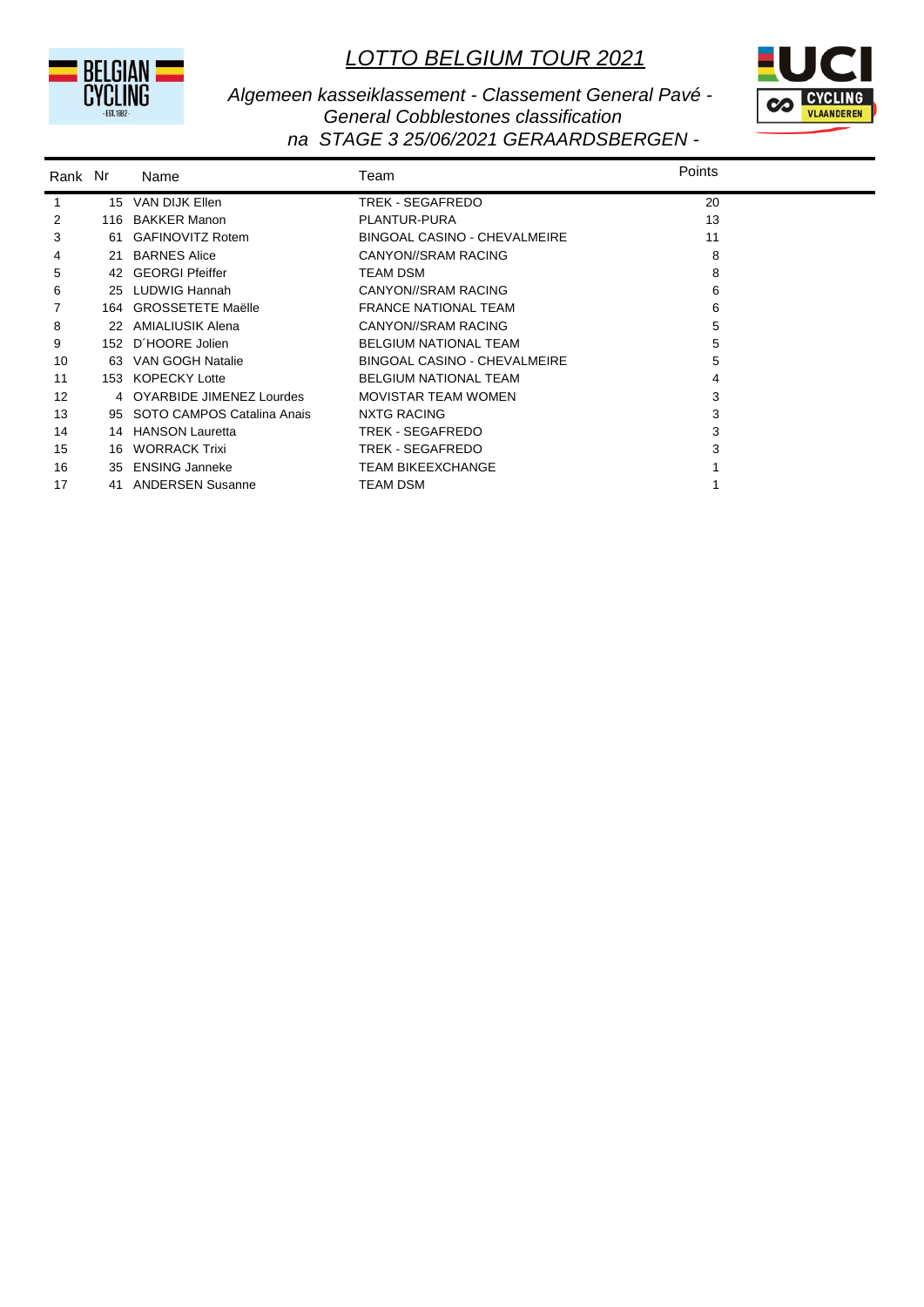# *LOTTO BELGIUM TOUR 2021*

*Algemeen kasseiklassement - Classement General Pavé - General Cobblestones classification*

*na STAGE 3 25/06/2021 GERAARDSBERGEN -*

| Rank | Nr | Name | Team | Points |
|---|---|---|---|---|
| 1 | 15 | VAN DIJK Ellen | TREK - SEGAFREDO | 20 |
| 2 | 116 | BAKKER Manon | PLANTUR-PURA | 13 |
| 3 | 61 | GAFINOVITZ Rotem | BINGOAL CASINO - CHEVALMEIRE | 11 |
| 4 | 21 | BARNES Alice | CANYON//SRAM RACING | 8 |
| 5 | 42 | GEORGI Pfeiffer | TEAM DSM | 8 |
| 6 | 25 | LUDWIG Hannah | CANYON//SRAM RACING | 6 |
| 7 | 164 | GROSSETETE Maëlle | FRANCE NATIONAL TEAM | 6 |
| 8 | 22 | AMIALIUSIK Alena | CANYON//SRAM RACING | 5 |
| 9 | 152 | D´HOORE Jolien | BELGIUM NATIONAL TEAM | 5 |
| 10 | 63 | VAN GOGH Natalie | BINGOAL CASINO - CHEVALMEIRE | 5 |
| 11 | 153 | KOPECKY Lotte | BELGIUM NATIONAL TEAM | 4 |
| 12 | 4 | OYARBIDE JIMENEZ Lourdes | MOVISTAR TEAM WOMEN | 3 |
| 13 | 95 | SOTO CAMPOS Catalina Anais | NXTG RACING | 3 |
| 14 | 14 | HANSON Lauretta | TREK - SEGAFREDO | 3 |
| 15 | 16 | WORRACK Trixi | TREK - SEGAFREDO | 3 |
| 16 | 35 | ENSING Janneke | TEAM BIKEEXCHANGE | 1 |
| 17 | 41 | ANDERSEN Susanne | TEAM DSM | 1 |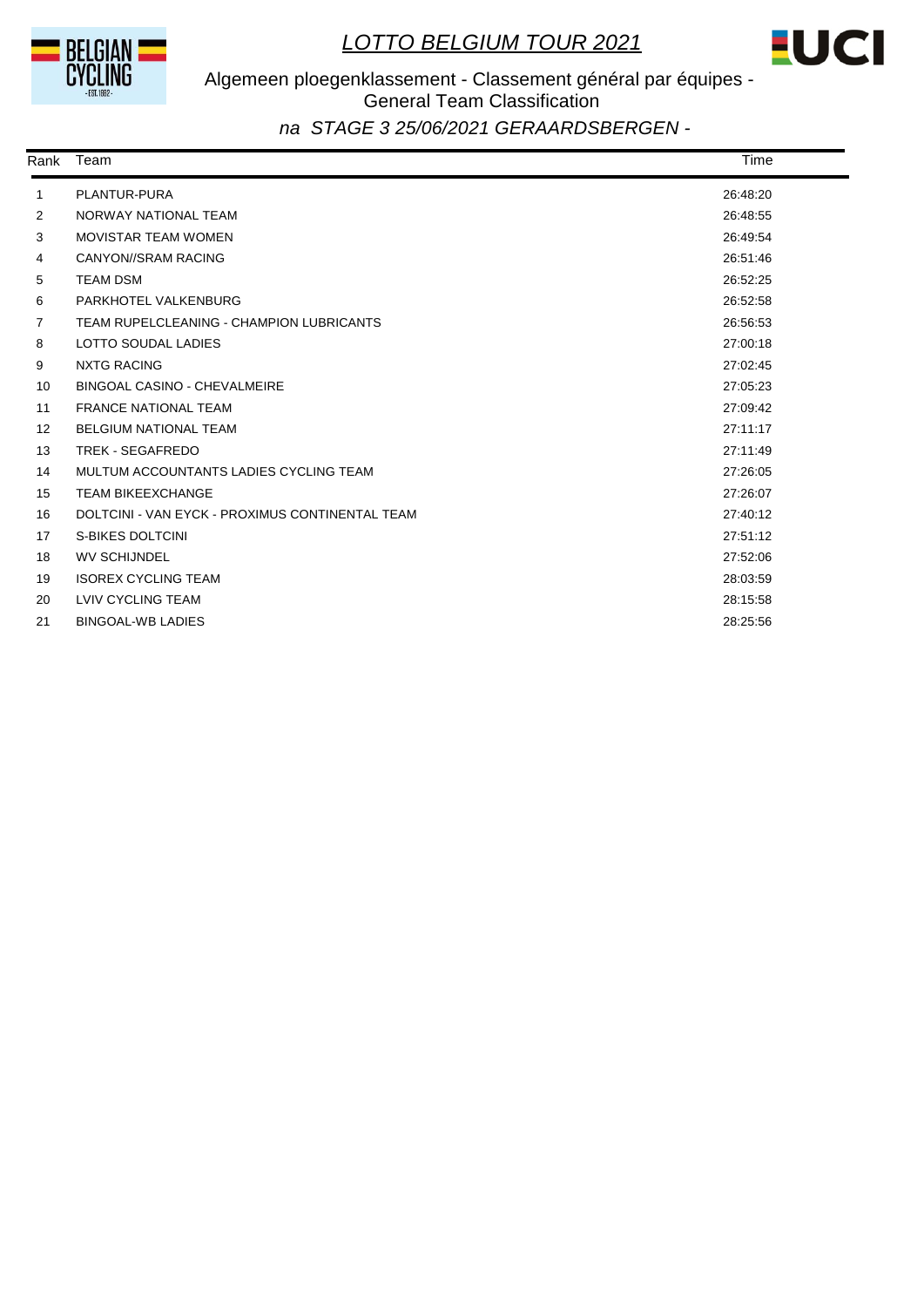# *LOTTO BELGIUM TOUR 2021*

## Algemeen ploegenklassement - Classement général par équipes - General Team Classification

### *na STAGE 3 25/06/2021 GERAARDSBERGEN -*

| Rank | Team | Time |
|---|---|---|
| 1 | PLANTUR-PURA | 26:48:20 |
| 2 | NORWAY NATIONAL TEAM | 26:48:55 |
| 3 | MOVISTAR TEAM WOMEN | 26:49:54 |
| 4 | CANYON//SRAM RACING | 26:51:46 |
| 5 | TEAM DSM | 26:52:25 |
| 6 | PARKHOTEL VALKENBURG | 26:52:58 |
| 7 | TEAM RUPELCLEANING - CHAMPION LUBRICANTS | 26:56:53 |
| 8 | LOTTO SOUDAL LADIES | 27:00:18 |
| 9 | NXTG RACING | 27:02:45 |
| 10 | BINGOAL CASINO - CHEVALMEIRE | 27:05:23 |
| 11 | FRANCE NATIONAL TEAM | 27:09:42 |
| 12 | BELGIUM NATIONAL TEAM | 27:11:17 |
| 13 | TREK - SEGAFREDO | 27:11:49 |
| 14 | MULTUM ACCOUNTANTS LADIES CYCLING TEAM | 27:26:05 |
| 15 | TEAM BIKEEXCHANGE | 27:26:07 |
| 16 | DOLTCINI - VAN EYCK - PROXIMUS CONTINENTAL TEAM | 27:40:12 |
| 17 | S-BIKES DOLTCINI | 27:51:12 |
| 18 | WV SCHIJNDEL | 27:52:06 |
| 19 | ISOREX CYCLING TEAM | 28:03:59 |
| 20 | LVIV CYCLING TEAM | 28:15:58 |
| 21 | BINGOAL-WB LADIES | 28:25:56 |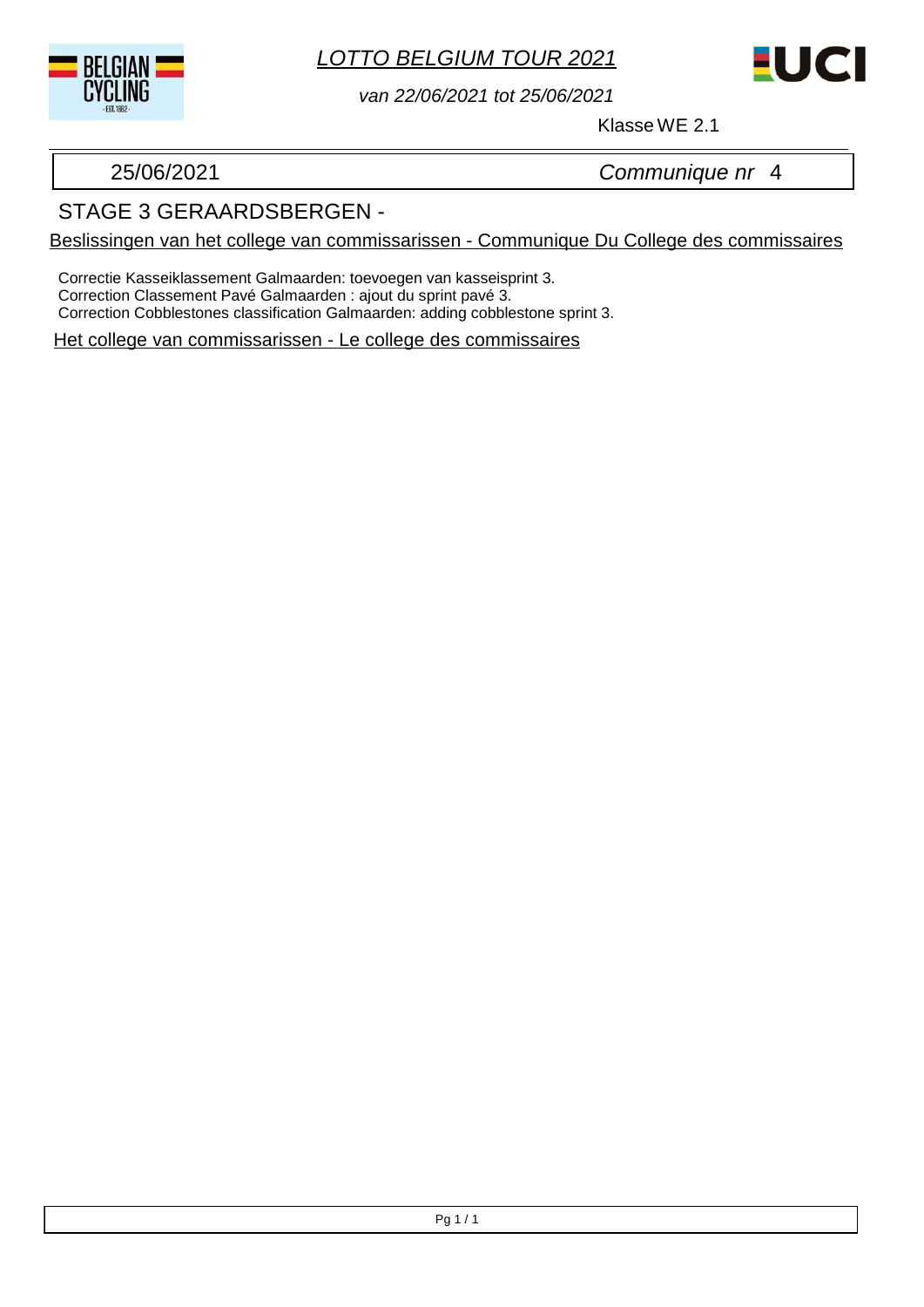*LOTTO BELGIUM TOUR 2021*

*van 22/06/2021 tot 25/06/2021*

Klasse WE 2.1

25/06/2021 | *Communique nr* 4

## STAGE 3 GERAARDSBERGEN -

Beslissingen van het college van commissarissen - Communique Du College des commissaires

Correctie Kasseiklassement Galmaarden: toevoegen van kasseisprint 3.
Correction Classement Pavé Galmaarden : ajout du sprint pavé 3.
Correction Cobblestones classification Galmaarden: adding cobblestone sprint 3.

Het college van commissarissen - Le college des commissaires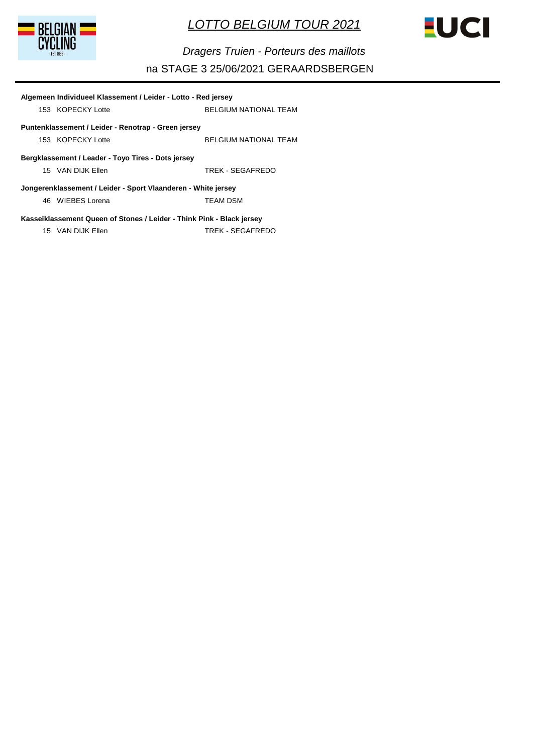# *LOTTO BELGIUM TOUR 2021*

## *Dragers Truien - Porteurs des maillots*

## na STAGE 3 25/06/2021 GERAARDSBERGEN

**Algemeen Individueel Klassement / Leider - Lotto - Red jersey**

| | | |
|---|---|---|
| 153 | KOPECKY Lotte | BELGIUM NATIONAL TEAM |

**Puntenklassement / Leider - Renotrap - Green jersey**

| | | |
|---|---|---|
| 153 | KOPECKY Lotte | BELGIUM NATIONAL TEAM |

**Bergklassement / Leader - Toyo Tires - Dots jersey**

| | | |
|---|---|---|
| 15 | VAN DIJK Ellen | TREK - SEGAFREDO |

**Jongerenklassement / Leider - Sport Vlaanderen - White jersey**

| | | |
|---|---|---|
| 46 | WIEBES Lorena | TEAM DSM |

**Kasseiklassement Queen of Stones / Leider - Think Pink - Black jersey**

| | | |
|---|---|---|
| 15 | VAN DIJK Ellen | TREK - SEGAFREDO |